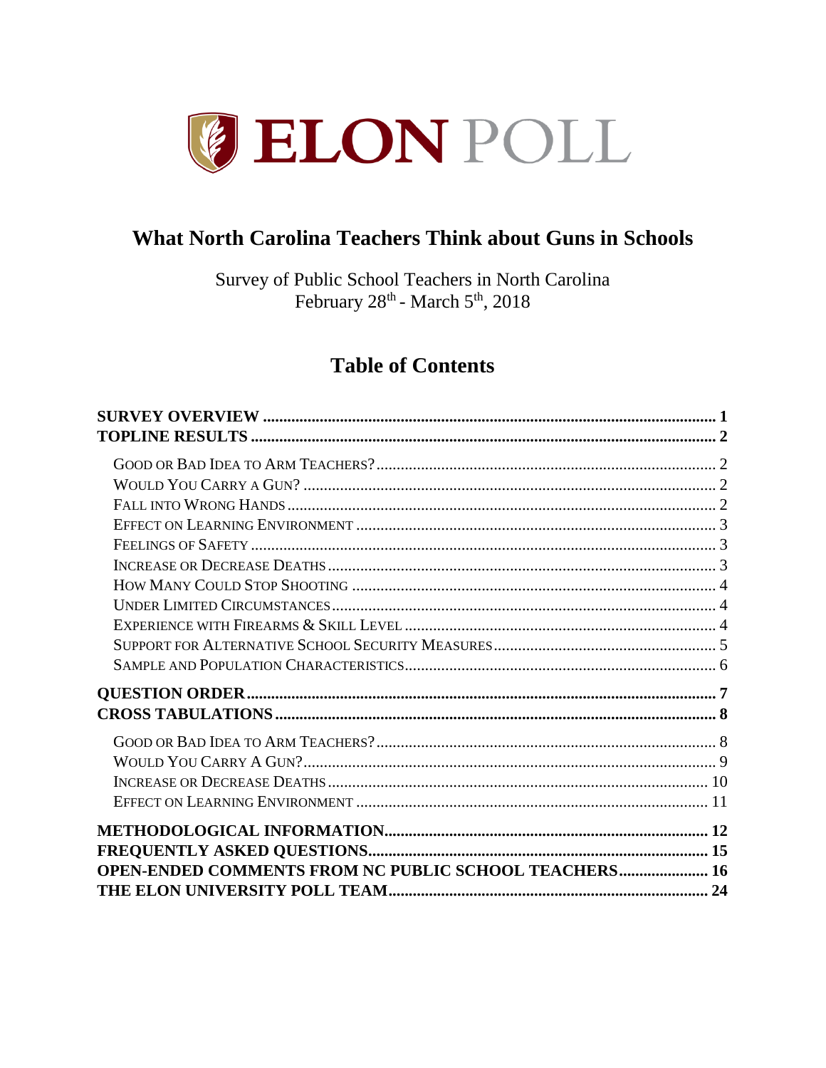# ELON POLL

## What North Carolina Teachers Think about Guns in Schools

Survey of Public School Teachers in North Carolina
February 28th - March 5th, 2018

## Table of Contents

**SURVEY OVERVIEW** ..... **1**
**TOPLINE RESULTS** ..... **2**

- Good or Bad Idea to Arm Teachers? ..... 2
- Would You Carry a Gun? ..... 2
- Fall into Wrong Hands ..... 2
- Effect on Learning Environment ..... 3
- Feelings of Safety ..... 3
- Increase or Decrease Deaths ..... 3
- How Many Could Stop Shooting ..... 4
- Under Limited Circumstances ..... 4
- Experience with Firearms & Skill Level ..... 4
- Support for Alternative School Security Measures ..... 5
- Sample and Population Characteristics ..... 6

**QUESTION ORDER** ..... **7**
**CROSS TABULATIONS** ..... **8**

- Good or Bad Idea to Arm Teachers? ..... 8
- Would You Carry A Gun? ..... 9
- Increase or Decrease Deaths ..... 10
- Effect on Learning Environment ..... 11

**METHODOLOGICAL INFORMATION** ..... **12**
**FREQUENTLY ASKED QUESTIONS** ..... **15**
**OPEN-ENDED COMMENTS FROM NC PUBLIC SCHOOL TEACHERS** ..... **16**
**THE ELON UNIVERSITY POLL TEAM** ..... **24**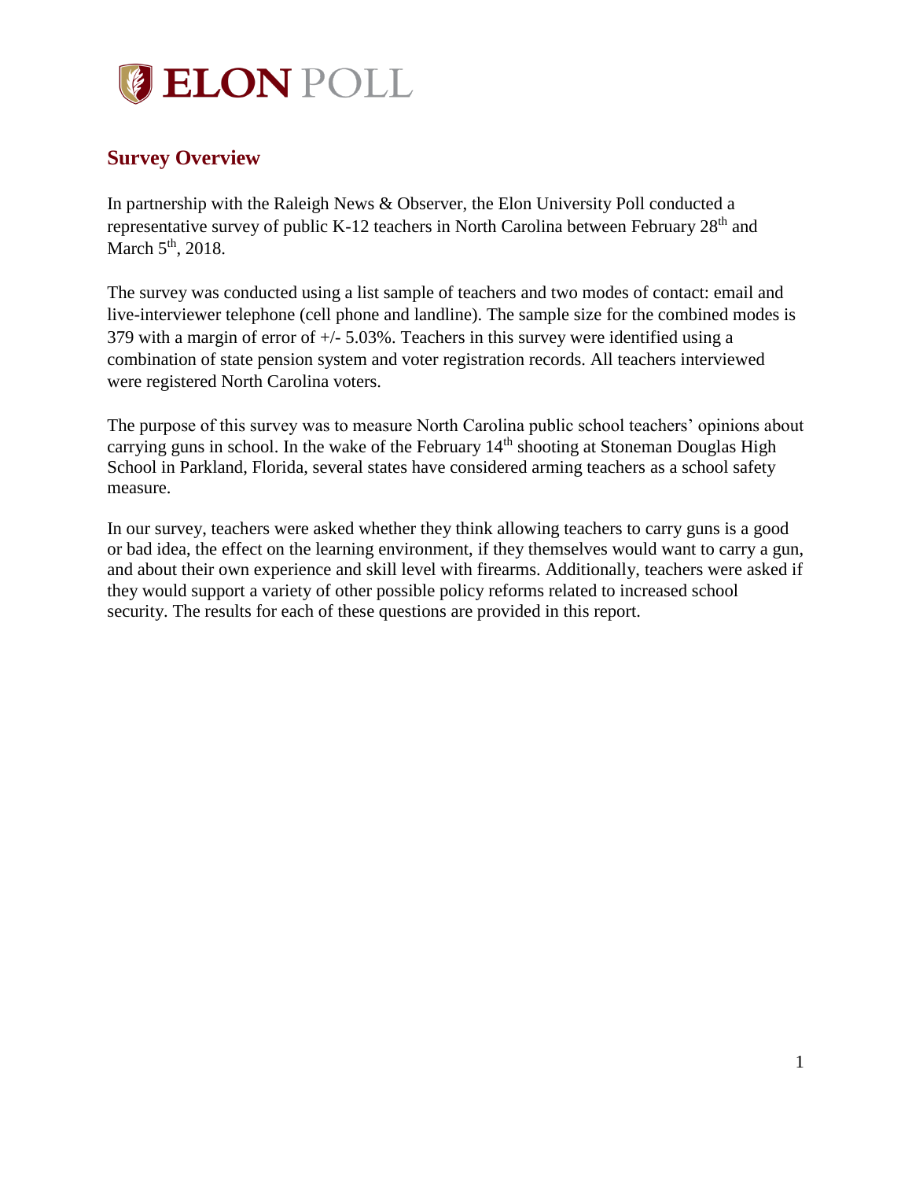# ELON POLL

## Survey Overview

In partnership with the Raleigh News & Observer, the Elon University Poll conducted a representative survey of public K-12 teachers in North Carolina between February 28th and March 5th, 2018.

The survey was conducted using a list sample of teachers and two modes of contact: email and live-interviewer telephone (cell phone and landline). The sample size for the combined modes is 379 with a margin of error of +/- 5.03%. Teachers in this survey were identified using a combination of state pension system and voter registration records. All teachers interviewed were registered North Carolina voters.

The purpose of this survey was to measure North Carolina public school teachers' opinions about carrying guns in school. In the wake of the February 14th shooting at Stoneman Douglas High School in Parkland, Florida, several states have considered arming teachers as a school safety measure.

In our survey, teachers were asked whether they think allowing teachers to carry guns is a good or bad idea, the effect on the learning environment, if they themselves would want to carry a gun, and about their own experience and skill level with firearms. Additionally, teachers were asked if they would support a variety of other possible policy reforms related to increased school security. The results for each of these questions are provided in this report.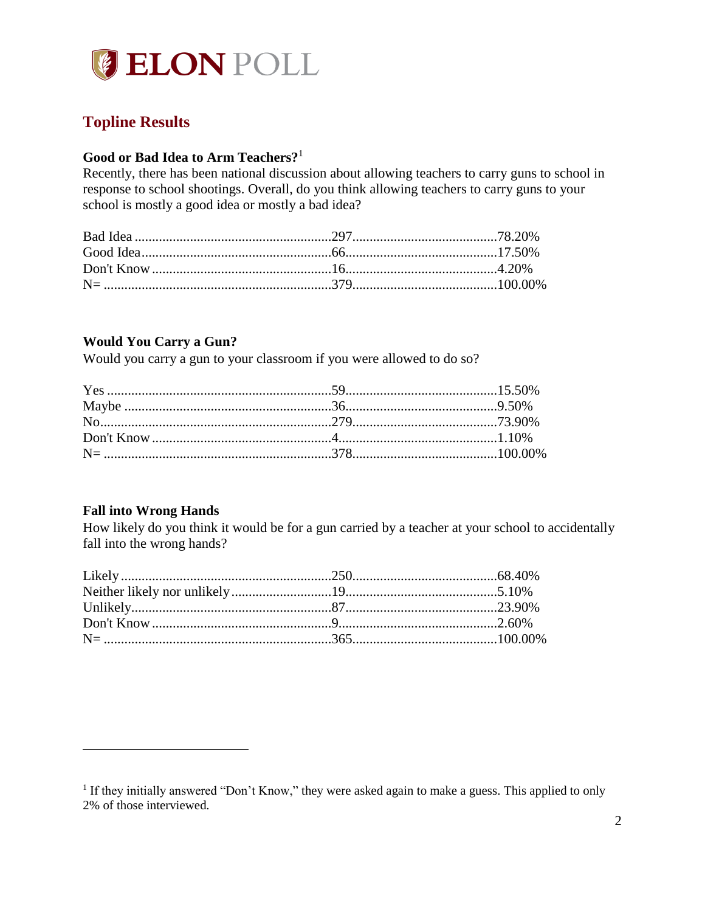## Topline Results

### Good or Bad Idea to Arm Teachers?[1]

Recently, there has been national discussion about allowing teachers to carry guns to school in response to school shootings. Overall, do you think allowing teachers to carry guns to your school is mostly a good idea or mostly a bad idea?

| | | |
|---|---|---|
| Bad Idea | 297 | 78.20% |
| Good Idea | 66 | 17.50% |
| Don't Know | 16 | 4.20% |
| N= | 379 | 100.00% |

### Would You Carry a Gun?

Would you carry a gun to your classroom if you were allowed to do so?

| | | |
|---|---|---|
| Yes | 59 | 15.50% |
| Maybe | 36 | 9.50% |
| No | 279 | 73.90% |
| Don't Know | 4 | 1.10% |
| N= | 378 | 100.00% |

### Fall into Wrong Hands

How likely do you think it would be for a gun carried by a teacher at your school to accidentally fall into the wrong hands?

| | | |
|---|---|---|
| Likely | 250 | 68.40% |
| Neither likely nor unlikely | 19 | 5.10% |
| Unlikely | 87 | 23.90% |
| Don't Know | 9 | 2.60% |
| N= | 365 | 100.00% |

---

[1] If they initially answered "Don't Know," they were asked again to make a guess. This applied to only 2% of those interviewed.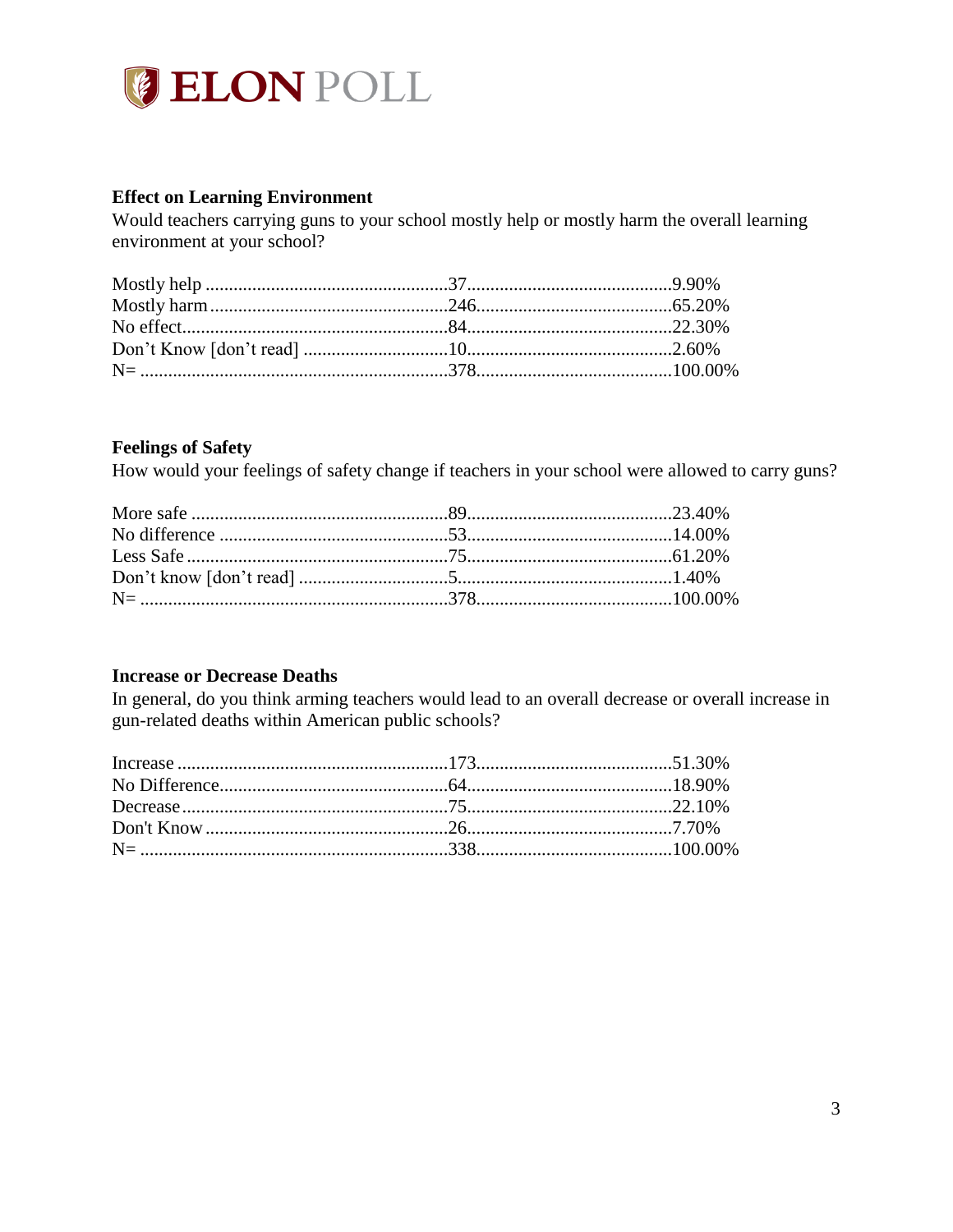### Effect on Learning Environment

Would teachers carrying guns to your school mostly help or mostly harm the overall learning environment at your school?

| | | |
|---|---|---|
| Mostly help | 37 | 9.90% |
| Mostly harm | 246 | 65.20% |
| No effect | 84 | 22.30% |
| Don't Know [don't read] | 10 | 2.60% |
| N= | 378 | 100.00% |

### Feelings of Safety

How would your feelings of safety change if teachers in your school were allowed to carry guns?

| | | |
|---|---|---|
| More safe | 89 | 23.40% |
| No difference | 53 | 14.00% |
| Less Safe | 75 | 61.20% |
| Don't know [don't read] | 5 | 1.40% |
| N= | 378 | 100.00% |

### Increase or Decrease Deaths

In general, do you think arming teachers would lead to an overall decrease or overall increase in gun-related deaths within American public schools?

| | | |
|---|---|---|
| Increase | 173 | 51.30% |
| No Difference | 64 | 18.90% |
| Decrease | 75 | 22.10% |
| Don't Know | 26 | 7.70% |
| N= | 338 | 100.00% |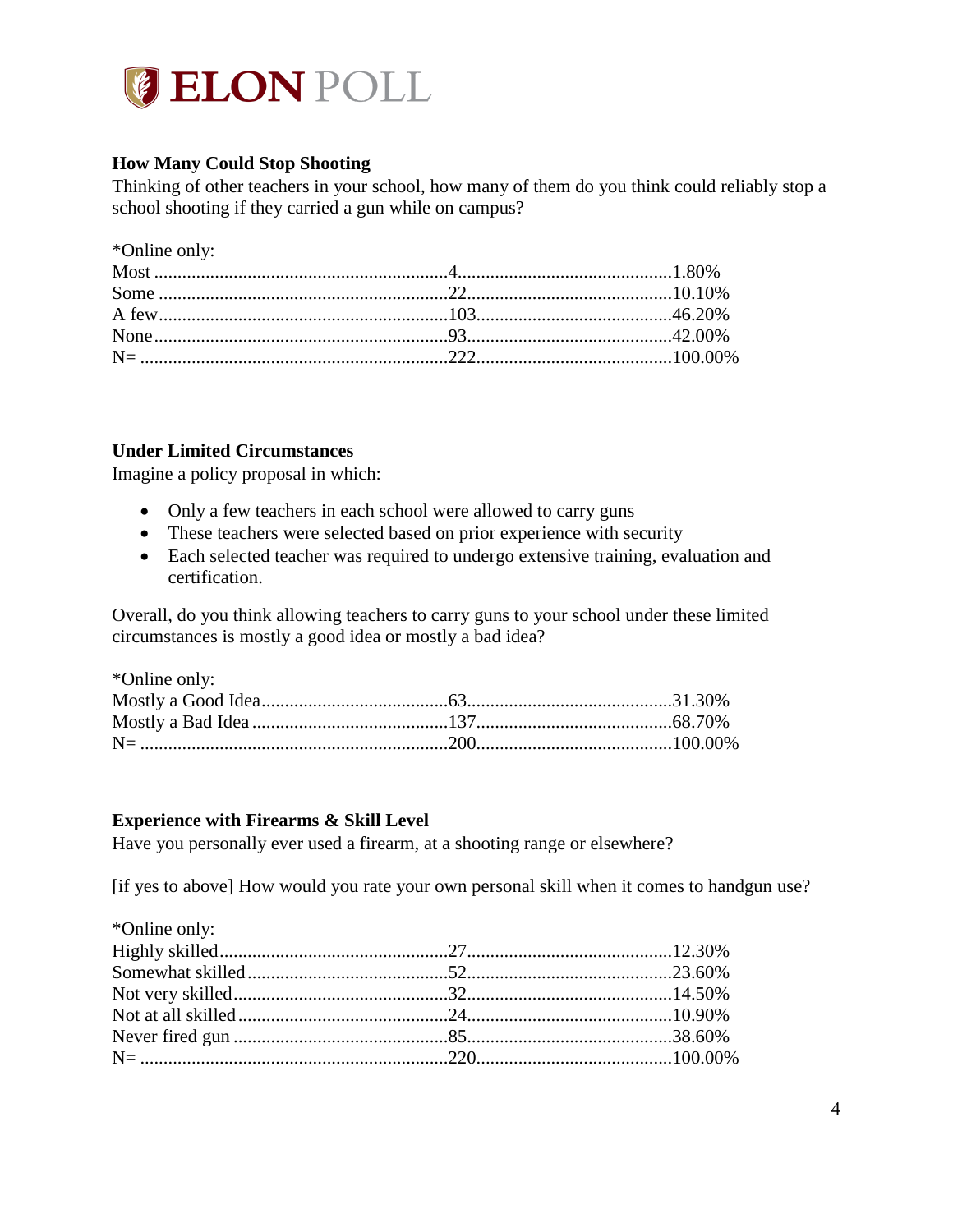### How Many Could Stop Shooting

Thinking of other teachers in your school, how many of them do you think could reliably stop a school shooting if they carried a gun while on campus?

*Online only:

| | | |
|---|---|---|
| Most | 4 | 1.80% |
| Some | 22 | 10.10% |
| A few | 103 | 46.20% |
| None | 93 | 42.00% |
| N= | 222 | 100.00% |

### Under Limited Circumstances

Imagine a policy proposal in which:

- Only a few teachers in each school were allowed to carry guns
- These teachers were selected based on prior experience with security
- Each selected teacher was required to undergo extensive training, evaluation and certification.

Overall, do you think allowing teachers to carry guns to your school under these limited circumstances is mostly a good idea or mostly a bad idea?

*Online only:

| | | |
|---|---|---|
| Mostly a Good Idea | 63 | 31.30% |
| Mostly a Bad Idea | 137 | 68.70% |
| N= | 200 | 100.00% |

### Experience with Firearms & Skill Level

Have you personally ever used a firearm, at a shooting range or elsewhere?

[if yes to above] How would you rate your own personal skill when it comes to handgun use?

*Online only:

| | | |
|---|---|---|
| Highly skilled | 27 | 12.30% |
| Somewhat skilled | 52 | 23.60% |
| Not very skilled | 32 | 14.50% |
| Not at all skilled | 24 | 10.90% |
| Never fired gun | 85 | 38.60% |
| N= | 220 | 100.00% |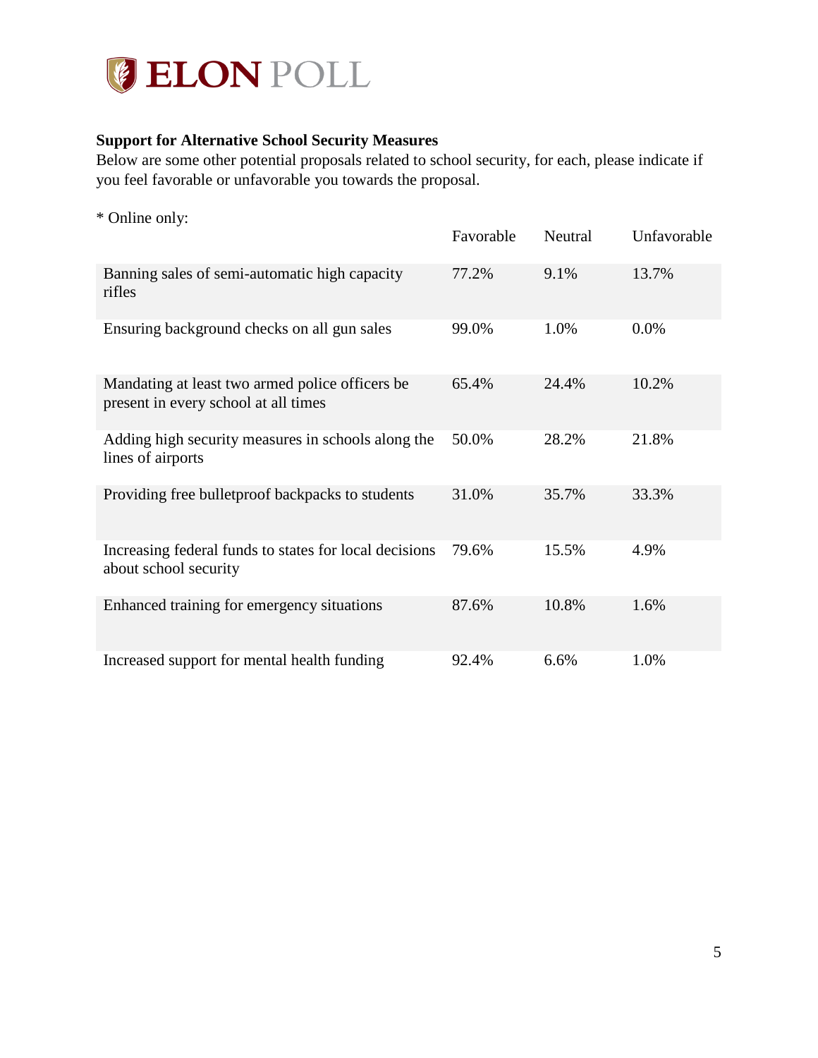**Support for Alternative School Security Measures**

Below are some other potential proposals related to school security, for each, please indicate if you feel favorable or unfavorable you towards the proposal.

* Online only:

| | Favorable | Neutral | Unfavorable |
|---|---|---|---|
| Banning sales of semi-automatic high capacity rifles | 77.2% | 9.1% | 13.7% |
| Ensuring background checks on all gun sales | 99.0% | 1.0% | 0.0% |
| Mandating at least two armed police officers be present in every school at all times | 65.4% | 24.4% | 10.2% |
| Adding high security measures in schools along the lines of airports | 50.0% | 28.2% | 21.8% |
| Providing free bulletproof backpacks to students | 31.0% | 35.7% | 33.3% |
| Increasing federal funds to states for local decisions about school security | 79.6% | 15.5% | 4.9% |
| Enhanced training for emergency situations | 87.6% | 10.8% | 1.6% |
| Increased support for mental health funding | 92.4% | 6.6% | 1.0% |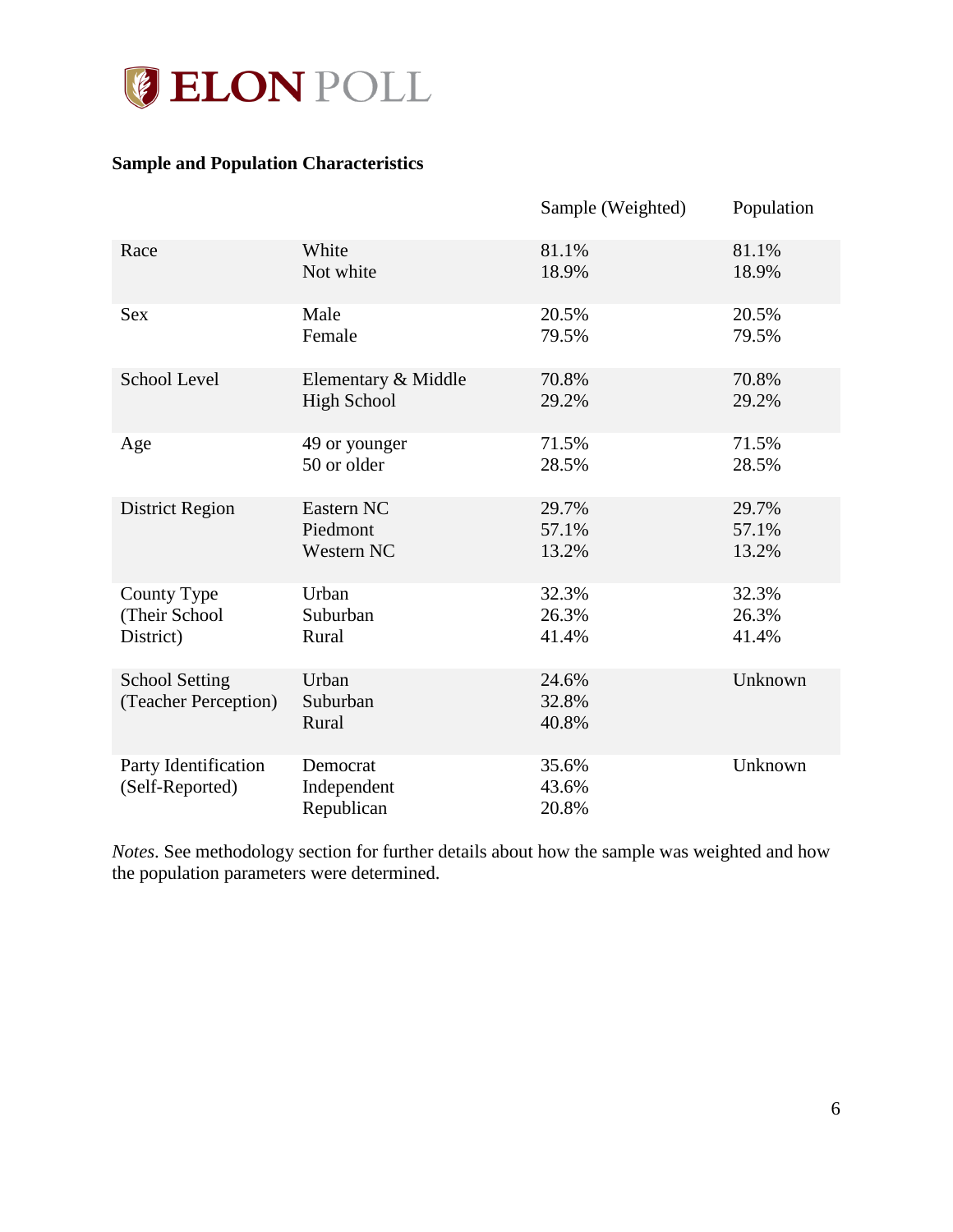**Sample and Population Characteristics**

| | | Sample (Weighted) | Population |
|---|---|---|---|
| Race | White | 81.1% | 81.1% |
| | Not white | 18.9% | 18.9% |
| Sex | Male | 20.5% | 20.5% |
| | Female | 79.5% | 79.5% |
| School Level | Elementary & Middle | 70.8% | 70.8% |
| | High School | 29.2% | 29.2% |
| Age | 49 or younger | 71.5% | 71.5% |
| | 50 or older | 28.5% | 28.5% |
| District Region | Eastern NC | 29.7% | 29.7% |
| | Piedmont | 57.1% | 57.1% |
| | Western NC | 13.2% | 13.2% |
| County Type (Their School District) | Urban | 32.3% | 32.3% |
| | Suburban | 26.3% | 26.3% |
| | Rural | 41.4% | 41.4% |
| School Setting (Teacher Perception) | Urban | 24.6% | Unknown |
| | Suburban | 32.8% | |
| | Rural | 40.8% | |
| Party Identification (Self-Reported) | Democrat | 35.6% | Unknown |
| | Independent | 43.6% | |
| | Republican | 20.8% | |

*Notes*. See methodology section for further details about how the sample was weighted and how the population parameters were determined.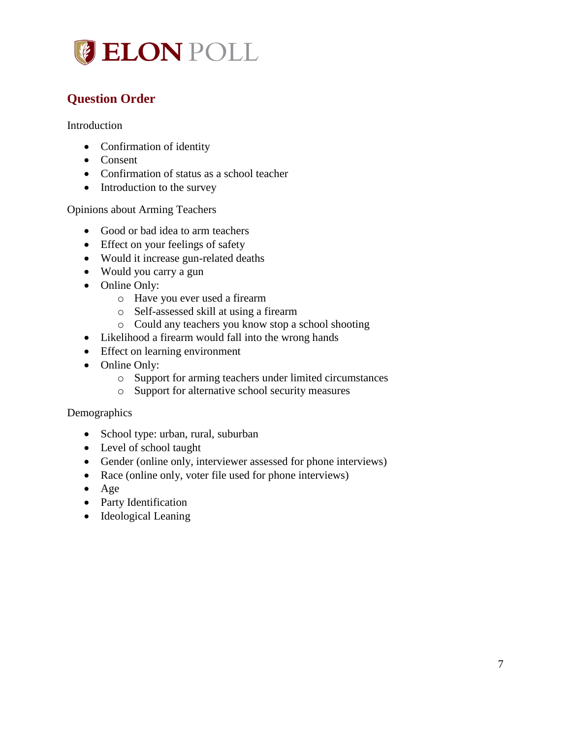## Question Order

Introduction

- Confirmation of identity
- Consent
- Confirmation of status as a school teacher
- Introduction to the survey

Opinions about Arming Teachers

- Good or bad idea to arm teachers
- Effect on your feelings of safety
- Would it increase gun-related deaths
- Would you carry a gun
- Online Only:
  - Have you ever used a firearm
  - Self-assessed skill at using a firearm
  - Could any teachers you know stop a school shooting
- Likelihood a firearm would fall into the wrong hands
- Effect on learning environment
- Online Only:
  - Support for arming teachers under limited circumstances
  - Support for alternative school security measures

Demographics

- School type: urban, rural, suburban
- Level of school taught
- Gender (online only, interviewer assessed for phone interviews)
- Race (online only, voter file used for phone interviews)
- Age
- Party Identification
- Ideological Leaning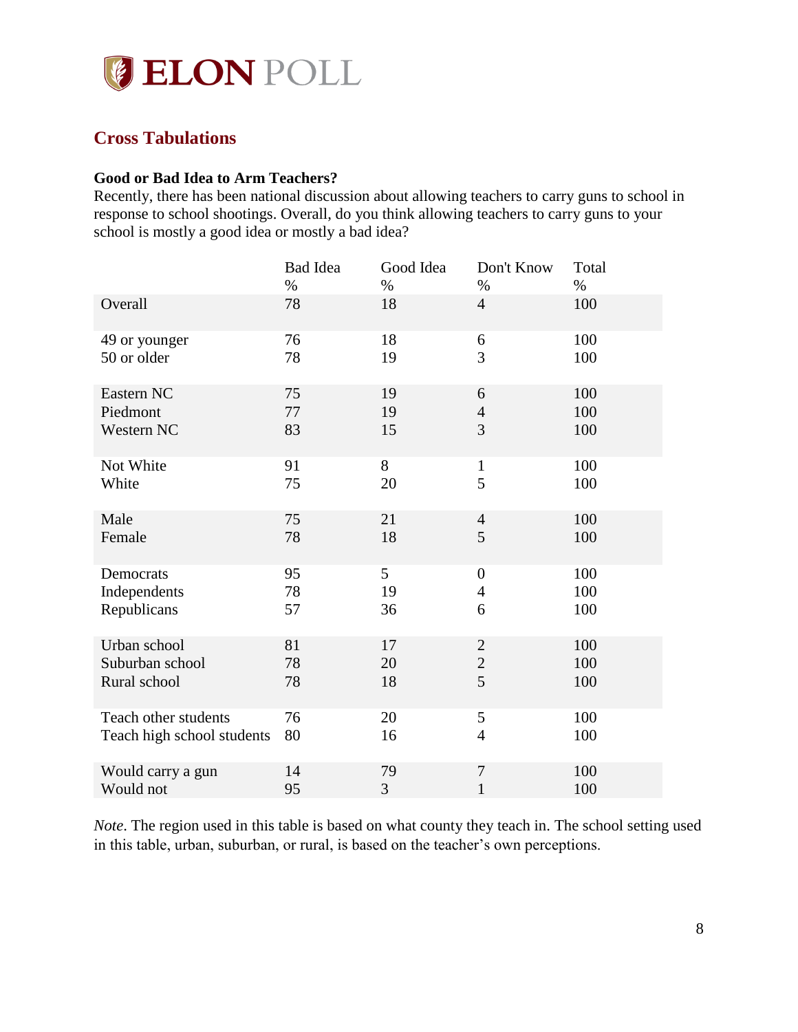## Cross Tabulations

**Good or Bad Idea to Arm Teachers?**
Recently, there has been national discussion about allowing teachers to carry guns to school in response to school shootings. Overall, do you think allowing teachers to carry guns to your school is mostly a good idea or mostly a bad idea?

| | Bad Idea | Good Idea | Don't Know | Total |
|---|---|---|---|---|
| | % | % | % | % |
| Overall | 78 | 18 | 4 | 100 |
| 49 or younger | 76 | 18 | 6 | 100 |
| 50 or older | 78 | 19 | 3 | 100 |
| Eastern NC | 75 | 19 | 6 | 100 |
| Piedmont | 77 | 19 | 4 | 100 |
| Western NC | 83 | 15 | 3 | 100 |
| Not White | 91 | 8 | 1 | 100 |
| White | 75 | 20 | 5 | 100 |
| Male | 75 | 21 | 4 | 100 |
| Female | 78 | 18 | 5 | 100 |
| Democrats | 95 | 5 | 0 | 100 |
| Independents | 78 | 19 | 4 | 100 |
| Republicans | 57 | 36 | 6 | 100 |
| Urban school | 81 | 17 | 2 | 100 |
| Suburban school | 78 | 20 | 2 | 100 |
| Rural school | 78 | 18 | 5 | 100 |
| Teach other students | 76 | 20 | 5 | 100 |
| Teach high school students | 80 | 16 | 4 | 100 |
| Would carry a gun | 14 | 79 | 7 | 100 |
| Would not | 95 | 3 | 1 | 100 |

*Note*. The region used in this table is based on what county they teach in. The school setting used in this table, urban, suburban, or rural, is based on the teacher's own perceptions.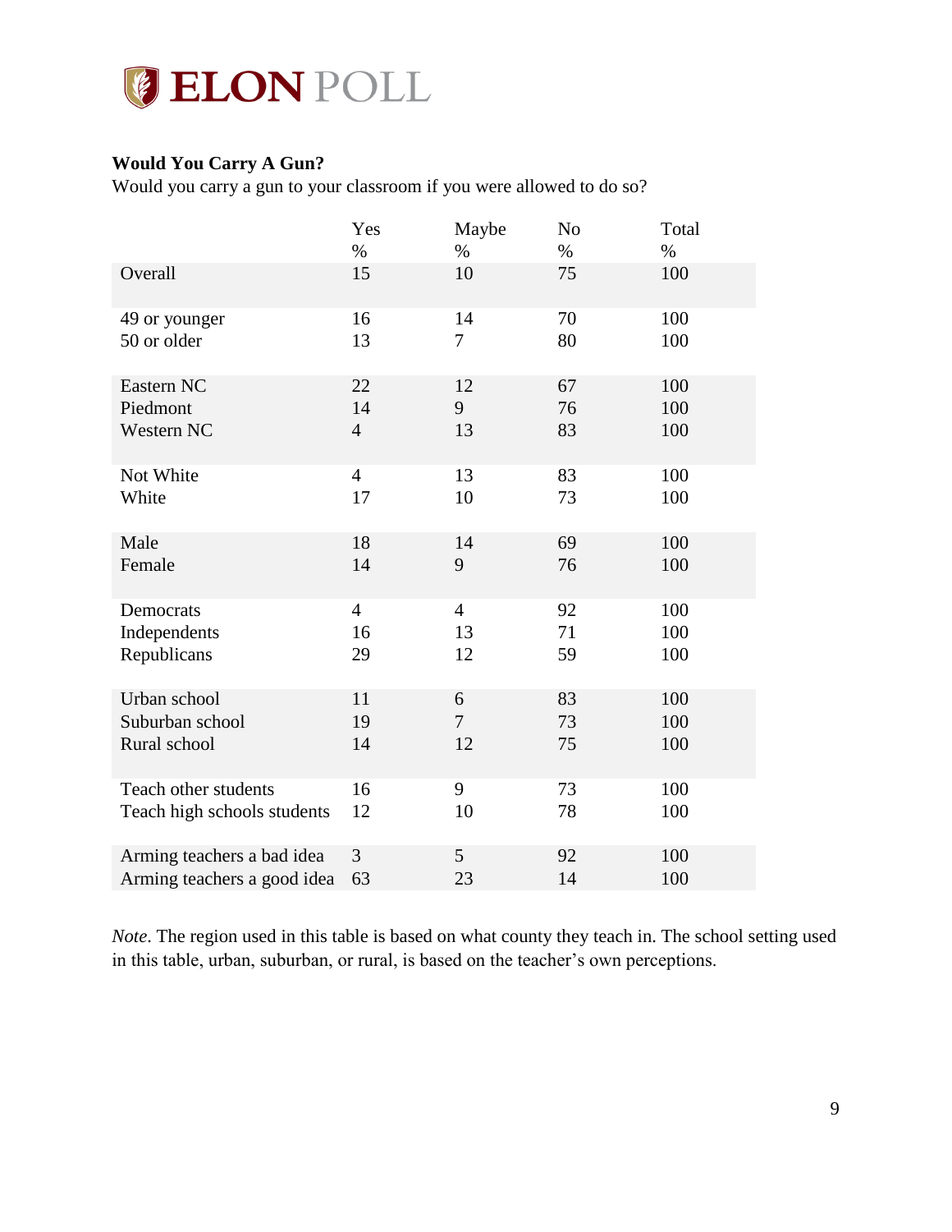### Would You Carry A Gun?

Would you carry a gun to your classroom if you were allowed to do so?

| | Yes<br>% | Maybe<br>% | No<br>% | Total<br>% |
|---|---|---|---|---|
| Overall | 15 | 10 | 75 | 100 |
| 49 or younger | 16 | 14 | 70 | 100 |
| 50 or older | 13 | 7 | 80 | 100 |
| Eastern NC | 22 | 12 | 67 | 100 |
| Piedmont | 14 | 9 | 76 | 100 |
| Western NC | 4 | 13 | 83 | 100 |
| Not White | 4 | 13 | 83 | 100 |
| White | 17 | 10 | 73 | 100 |
| Male | 18 | 14 | 69 | 100 |
| Female | 14 | 9 | 76 | 100 |
| Democrats | 4 | 4 | 92 | 100 |
| Independents | 16 | 13 | 71 | 100 |
| Republicans | 29 | 12 | 59 | 100 |
| Urban school | 11 | 6 | 83 | 100 |
| Suburban school | 19 | 7 | 73 | 100 |
| Rural school | 14 | 12 | 75 | 100 |
| Teach other students | 16 | 9 | 73 | 100 |
| Teach high schools students | 12 | 10 | 78 | 100 |
| Arming teachers a bad idea | 3 | 5 | 92 | 100 |
| Arming teachers a good idea | 63 | 23 | 14 | 100 |

*Note*. The region used in this table is based on what county they teach in. The school setting used in this table, urban, suburban, or rural, is based on the teacher's own perceptions.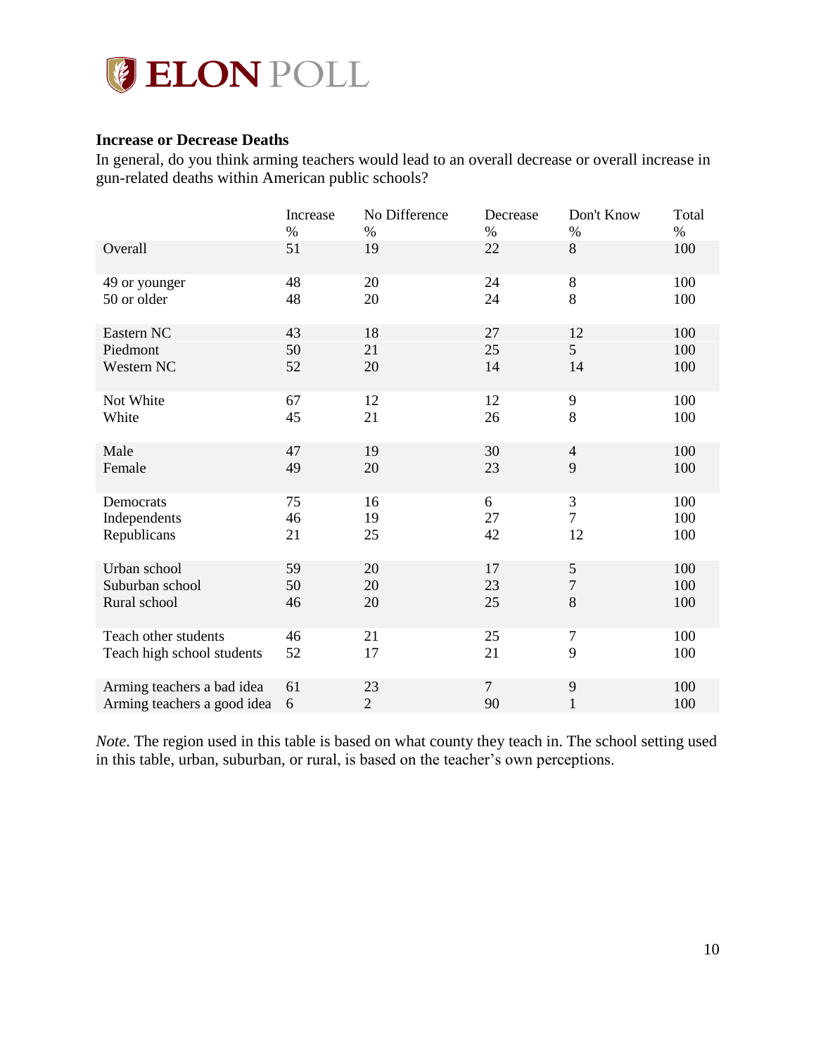**Increase or Decrease Deaths**

In general, do you think arming teachers would lead to an overall decrease or overall increase in gun-related deaths within American public schools?

| | Increase % | No Difference % | Decrease % | Don't Know % | Total % |
|---|---|---|---|---|---|
| Overall | 51 | 19 | 22 | 8 | 100 |
| 49 or younger | 48 | 20 | 24 | 8 | 100 |
| 50 or older | 48 | 20 | 24 | 8 | 100 |
| Eastern NC | 43 | 18 | 27 | 12 | 100 |
| Piedmont | 50 | 21 | 25 | 5 | 100 |
| Western NC | 52 | 20 | 14 | 14 | 100 |
| Not White | 67 | 12 | 12 | 9 | 100 |
| White | 45 | 21 | 26 | 8 | 100 |
| Male | 47 | 19 | 30 | 4 | 100 |
| Female | 49 | 20 | 23 | 9 | 100 |
| Democrats | 75 | 16 | 6 | 3 | 100 |
| Independents | 46 | 19 | 27 | 7 | 100 |
| Republicans | 21 | 25 | 42 | 12 | 100 |
| Urban school | 59 | 20 | 17 | 5 | 100 |
| Suburban school | 50 | 20 | 23 | 7 | 100 |
| Rural school | 46 | 20 | 25 | 8 | 100 |
| Teach other students | 46 | 21 | 25 | 7 | 100 |
| Teach high school students | 52 | 17 | 21 | 9 | 100 |
| Arming teachers a bad idea | 61 | 23 | 7 | 9 | 100 |
| Arming teachers a good idea | 6 | 2 | 90 | 1 | 100 |

*Note*. The region used in this table is based on what county they teach in. The school setting used in this table, urban, suburban, or rural, is based on the teacher's own perceptions.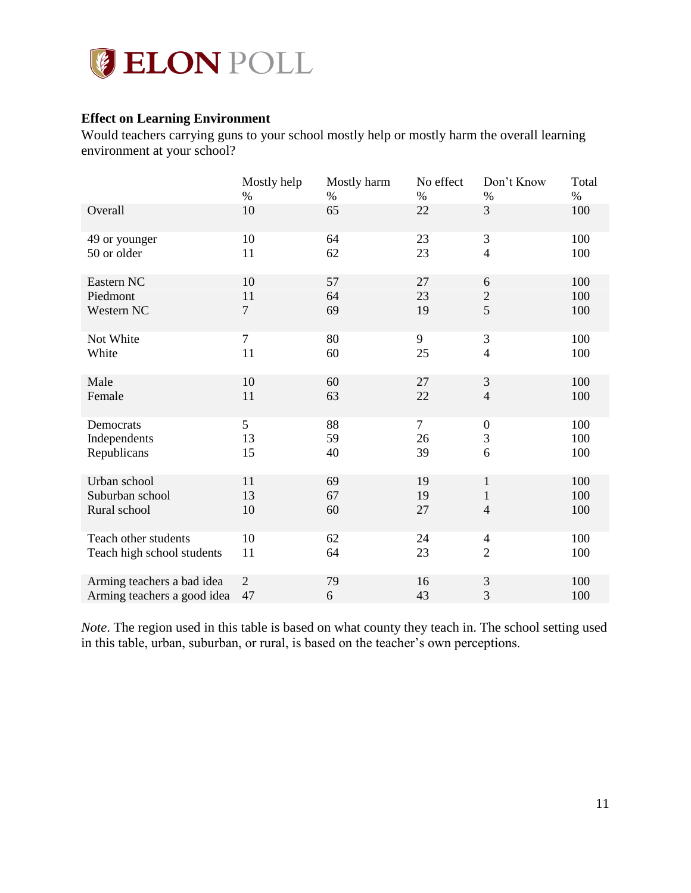### Effect on Learning Environment

Would teachers carrying guns to your school mostly help or mostly harm the overall learning environment at your school?

| | Mostly help<br>% | Mostly harm<br>% | No effect<br>% | Don't Know<br>% | Total<br>% |
|---|---|---|---|---|---|
| Overall | 10 | 65 | 22 | 3 | 100 |
| 49 or younger | 10 | 64 | 23 | 3 | 100 |
| 50 or older | 11 | 62 | 23 | 4 | 100 |
| Eastern NC | 10 | 57 | 27 | 6 | 100 |
| Piedmont | 11 | 64 | 23 | 2 | 100 |
| Western NC | 7 | 69 | 19 | 5 | 100 |
| Not White | 7 | 80 | 9 | 3 | 100 |
| White | 11 | 60 | 25 | 4 | 100 |
| Male | 10 | 60 | 27 | 3 | 100 |
| Female | 11 | 63 | 22 | 4 | 100 |
| Democrats | 5 | 88 | 7 | 0 | 100 |
| Independents | 13 | 59 | 26 | 3 | 100 |
| Republicans | 15 | 40 | 39 | 6 | 100 |
| Urban school | 11 | 69 | 19 | 1 | 100 |
| Suburban school | 13 | 67 | 19 | 1 | 100 |
| Rural school | 10 | 60 | 27 | 4 | 100 |
| Teach other students | 10 | 62 | 24 | 4 | 100 |
| Teach high school students | 11 | 64 | 23 | 2 | 100 |
| Arming teachers a bad idea | 2 | 79 | 16 | 3 | 100 |
| Arming teachers a good idea | 47 | 6 | 43 | 3 | 100 |

*Note*. The region used in this table is based on what county they teach in. The school setting used in this table, urban, suburban, or rural, is based on the teacher's own perceptions.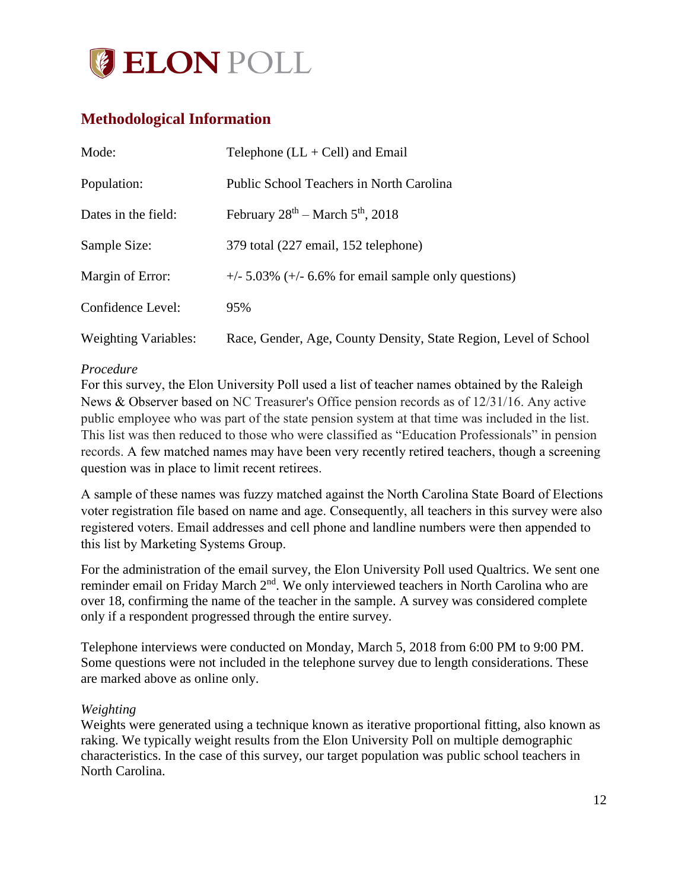# ELON POLL

## Methodological Information

| | |
|---|---|
| Mode: | Telephone (LL + Cell) and Email |
| Population: | Public School Teachers in North Carolina |
| Dates in the field: | February 28th – March 5th, 2018 |
| Sample Size: | 379 total (227 email, 152 telephone) |
| Margin of Error: | +/- 5.03% (+/- 6.6% for email sample only questions) |
| Confidence Level: | 95% |
| Weighting Variables: | Race, Gender, Age, County Density, State Region, Level of School |

*Procedure*

For this survey, the Elon University Poll used a list of teacher names obtained by the Raleigh News & Observer based on NC Treasurer's Office pension records as of 12/31/16. Any active public employee who was part of the state pension system at that time was included in the list. This list was then reduced to those who were classified as "Education Professionals" in pension records. A few matched names may have been very recently retired teachers, though a screening question was in place to limit recent retirees.

A sample of these names was fuzzy matched against the North Carolina State Board of Elections voter registration file based on name and age. Consequently, all teachers in this survey were also registered voters. Email addresses and cell phone and landline numbers were then appended to this list by Marketing Systems Group.

For the administration of the email survey, the Elon University Poll used Qualtrics. We sent one reminder email on Friday March 2nd. We only interviewed teachers in North Carolina who are over 18, confirming the name of the teacher in the sample. A survey was considered complete only if a respondent progressed through the entire survey.

Telephone interviews were conducted on Monday, March 5, 2018 from 6:00 PM to 9:00 PM. Some questions were not included in the telephone survey due to length considerations. These are marked above as online only.

*Weighting*

Weights were generated using a technique known as iterative proportional fitting, also known as raking. We typically weight results from the Elon University Poll on multiple demographic characteristics. In the case of this survey, our target population was public school teachers in North Carolina.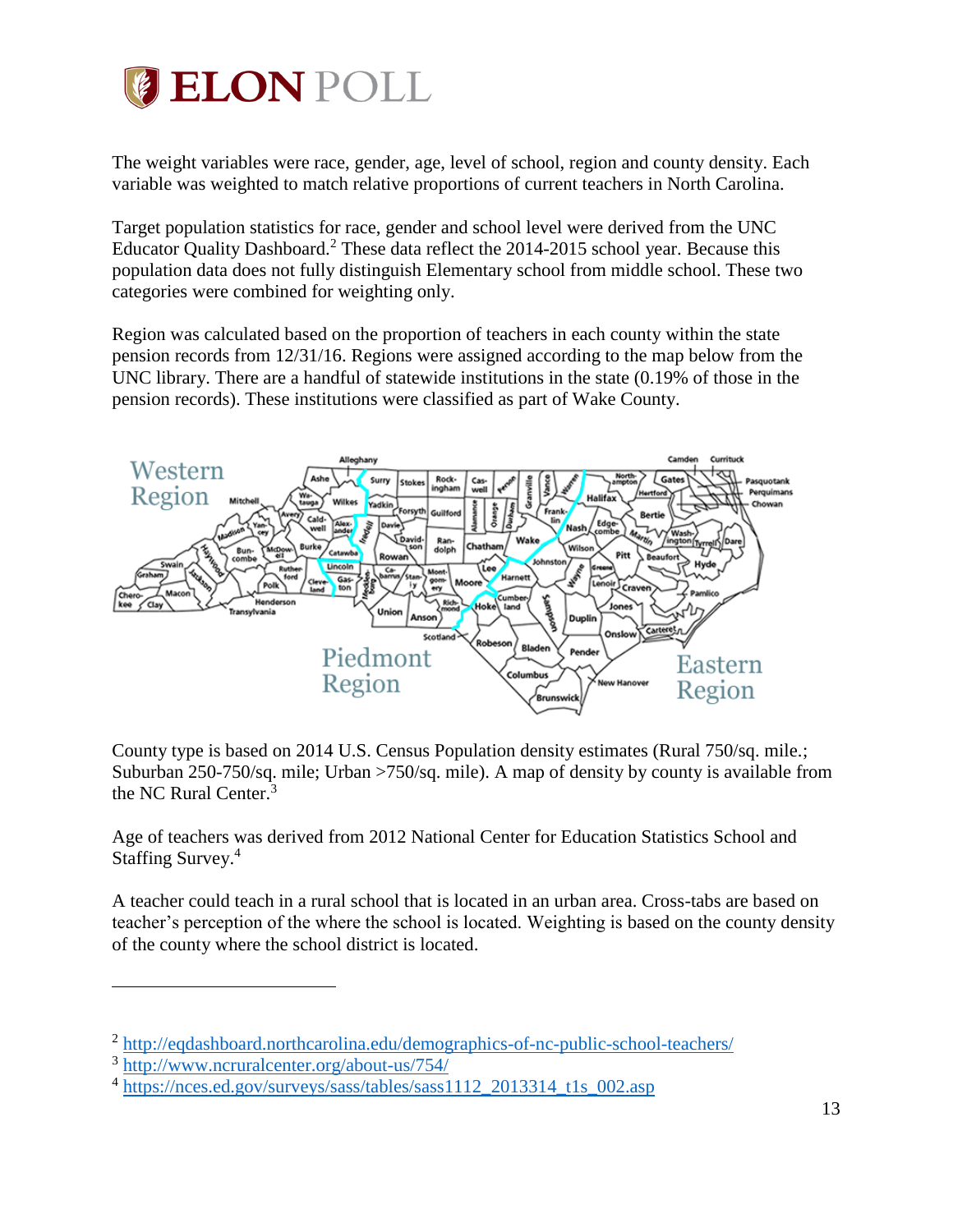The weight variables were race, gender, age, level of school, region and county density. Each variable was weighted to match relative proportions of current teachers in North Carolina.

Target population statistics for race, gender and school level were derived from the UNC Educator Quality Dashboard.[2] These data reflect the 2014-2015 school year. Because this population data does not fully distinguish Elementary school from middle school. These two categories were combined for weighting only.

Region was calculated based on the proportion of teachers in each county within the state pension records from 12/31/16. Regions were assigned according to the map below from the UNC library. There are a handful of statewide institutions in the state (0.19% of those in the pension records). These institutions were classified as part of Wake County.

County type is based on 2014 U.S. Census Population density estimates (Rural 750/sq. mile.; Suburban 250-750/sq. mile; Urban >750/sq. mile). A map of density by county is available from the NC Rural Center.[3]

Age of teachers was derived from 2012 National Center for Education Statistics School and Staffing Survey.[4]

A teacher could teach in a rural school that is located in an urban area. Cross-tabs are based on teacher's perception of the where the school is located. Weighting is based on the county density of the county where the school district is located.

[2] http://eqdashboard.northcarolina.edu/demographics-of-nc-public-school-teachers/

[3] http://www.ncruralcenter.org/about-us/754/

[4] https://nces.ed.gov/surveys/sass/tables/sass1112_2013314_t1s_002.asp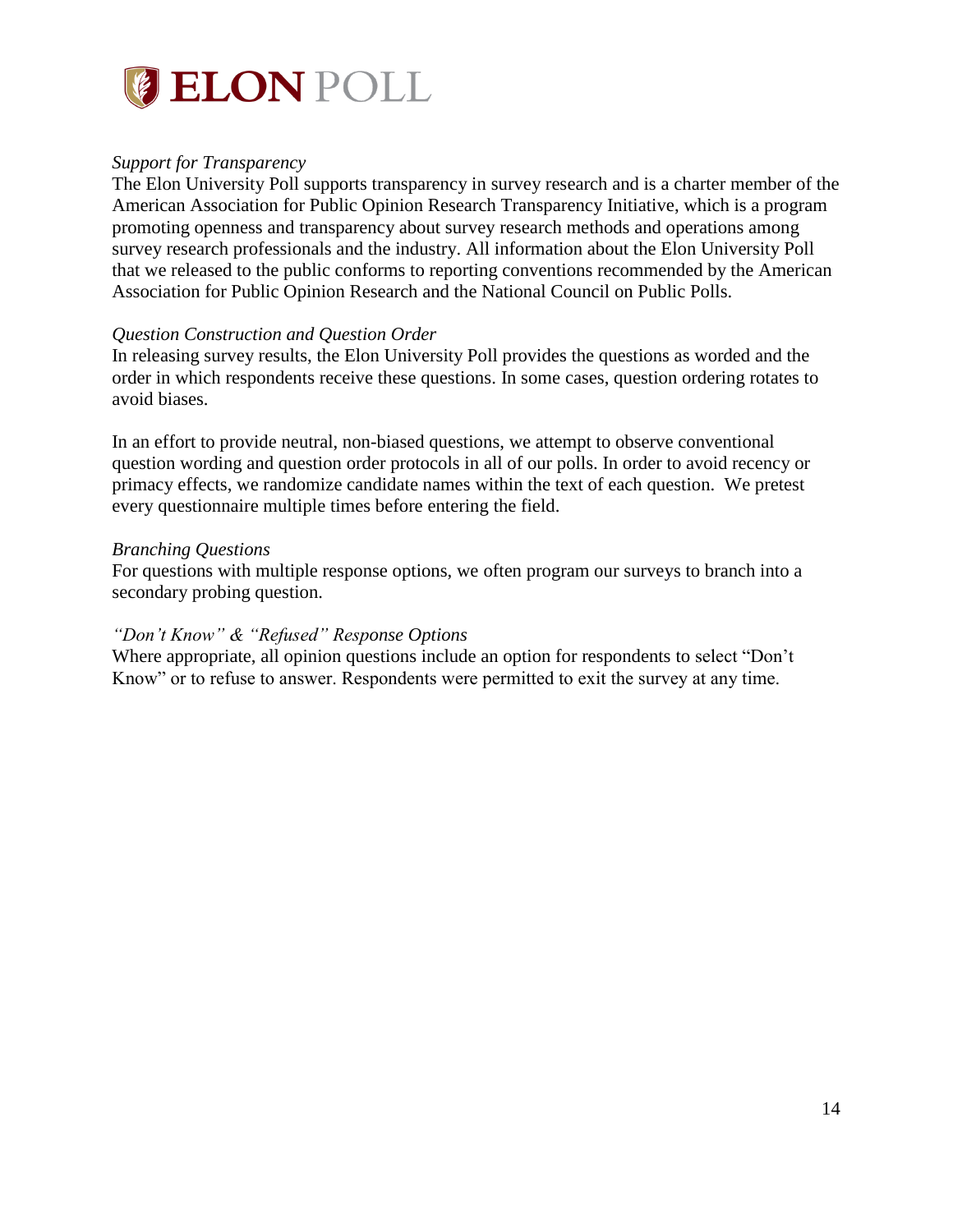*Support for Transparency*
The Elon University Poll supports transparency in survey research and is a charter member of the American Association for Public Opinion Research Transparency Initiative, which is a program promoting openness and transparency about survey research methods and operations among survey research professionals and the industry. All information about the Elon University Poll that we released to the public conforms to reporting conventions recommended by the American Association for Public Opinion Research and the National Council on Public Polls.

*Question Construction and Question Order*
In releasing survey results, the Elon University Poll provides the questions as worded and the order in which respondents receive these questions. In some cases, question ordering rotates to avoid biases.

In an effort to provide neutral, non-biased questions, we attempt to observe conventional question wording and question order protocols in all of our polls. In order to avoid recency or primacy effects, we randomize candidate names within the text of each question. We pretest every questionnaire multiple times before entering the field.

*Branching Questions*
For questions with multiple response options, we often program our surveys to branch into a secondary probing question.

*"Don't Know" & "Refused" Response Options*
Where appropriate, all opinion questions include an option for respondents to select "Don't Know" or to refuse to answer. Respondents were permitted to exit the survey at any time.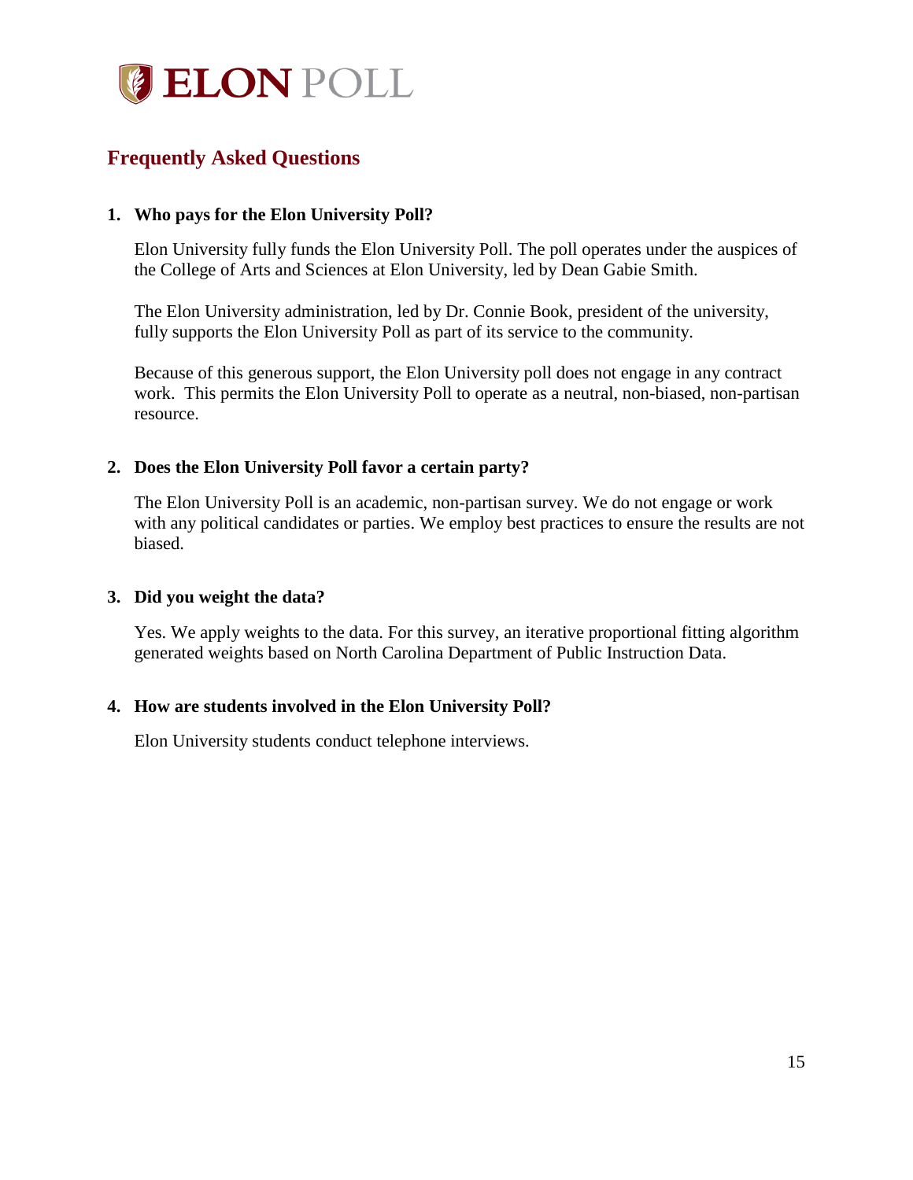# ELON POLL

## Frequently Asked Questions

1. **Who pays for the Elon University Poll?**

   Elon University fully funds the Elon University Poll. The poll operates under the auspices of the College of Arts and Sciences at Elon University, led by Dean Gabie Smith.

   The Elon University administration, led by Dr. Connie Book, president of the university, fully supports the Elon University Poll as part of its service to the community.

   Because of this generous support, the Elon University poll does not engage in any contract work. This permits the Elon University Poll to operate as a neutral, non-biased, non-partisan resource.

2. **Does the Elon University Poll favor a certain party?**

   The Elon University Poll is an academic, non-partisan survey. We do not engage or work with any political candidates or parties. We employ best practices to ensure the results are not biased.

3. **Did you weight the data?**

   Yes. We apply weights to the data. For this survey, an iterative proportional fitting algorithm generated weights based on North Carolina Department of Public Instruction Data.

4. **How are students involved in the Elon University Poll?**

   Elon University students conduct telephone interviews.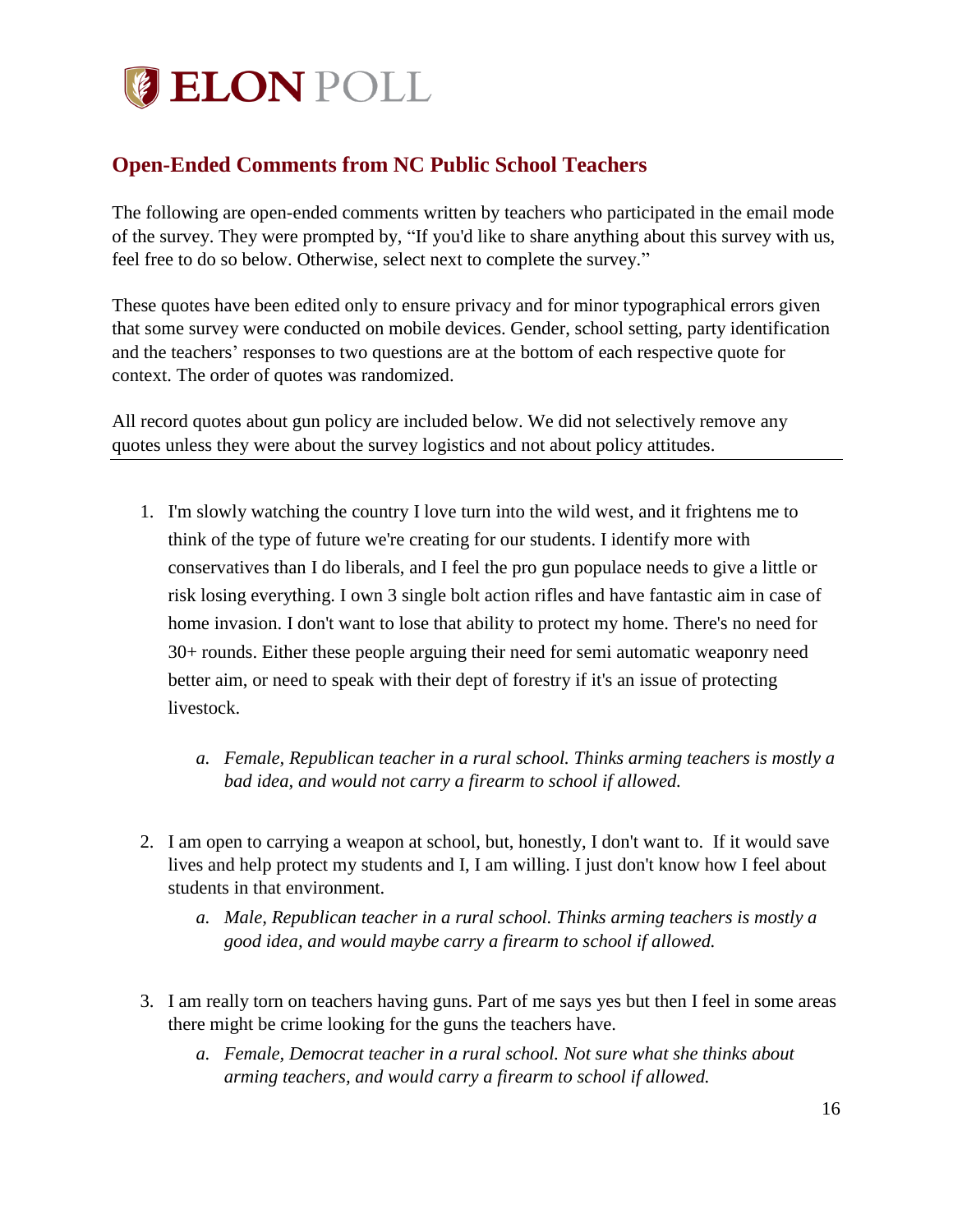# ELON POLL

## Open-Ended Comments from NC Public School Teachers

The following are open-ended comments written by teachers who participated in the email mode of the survey. They were prompted by, “If you'd like to share anything about this survey with us, feel free to do so below. Otherwise, select next to complete the survey.”

These quotes have been edited only to ensure privacy and for minor typographical errors given that some survey were conducted on mobile devices. Gender, school setting, party identification and the teachers’ responses to two questions are at the bottom of each respective quote for context. The order of quotes was randomized.

All record quotes about gun policy are included below. We did not selectively remove any quotes unless they were about the survey logistics and not about policy attitudes.

---

1. I'm slowly watching the country I love turn into the wild west, and it frightens me to think of the type of future we're creating for our students. I identify more with conservatives than I do liberals, and I feel the pro gun populace needs to give a little or risk losing everything. I own 3 single bolt action rifles and have fantastic aim in case of home invasion. I don't want to lose that ability to protect my home. There's no need for 30+ rounds. Either these people arguing their need for semi automatic weaponry need better aim, or need to speak with their dept of forestry if it's an issue of protecting livestock.
   a. *Female, Republican teacher in a rural school. Thinks arming teachers is mostly a bad idea, and would not carry a firearm to school if allowed.*

2. I am open to carrying a weapon at school, but, honestly, I don't want to. If it would save lives and help protect my students and I, I am willing. I just don't know how I feel about students in that environment.
   a. *Male, Republican teacher in a rural school. Thinks arming teachers is mostly a good idea, and would maybe carry a firearm to school if allowed.*

3. I am really torn on teachers having guns. Part of me says yes but then I feel in some areas there might be crime looking for the guns the teachers have.
   a. *Female, Democrat teacher in a rural school. Not sure what she thinks about arming teachers, and would carry a firearm to school if allowed.*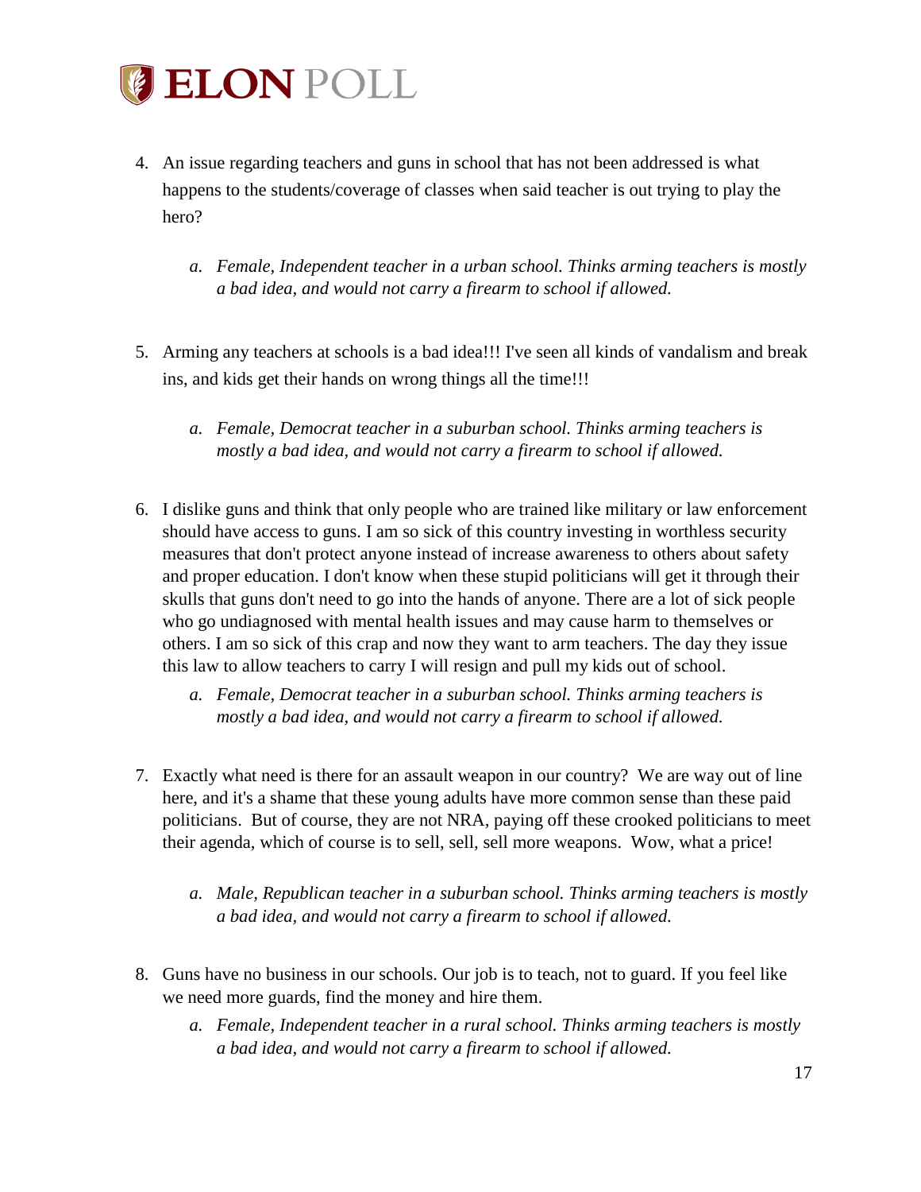4. An issue regarding teachers and guns in school that has not been addressed is what happens to the students/coverage of classes when said teacher is out trying to play the hero?

    a. *Female, Independent teacher in a urban school. Thinks arming teachers is mostly a bad idea, and would not carry a firearm to school if allowed.*

5. Arming any teachers at schools is a bad idea!!! I've seen all kinds of vandalism and break ins, and kids get their hands on wrong things all the time!!!

    a. *Female, Democrat teacher in a suburban school. Thinks arming teachers is mostly a bad idea, and would not carry a firearm to school if allowed.*

6. I dislike guns and think that only people who are trained like military or law enforcement should have access to guns. I am so sick of this country investing in worthless security measures that don't protect anyone instead of increase awareness to others about safety and proper education. I don't know when these stupid politicians will get it through their skulls that guns don't need to go into the hands of anyone. There are a lot of sick people who go undiagnosed with mental health issues and may cause harm to themselves or others. I am so sick of this crap and now they want to arm teachers. The day they issue this law to allow teachers to carry I will resign and pull my kids out of school.

    a. *Female, Democrat teacher in a suburban school. Thinks arming teachers is mostly a bad idea, and would not carry a firearm to school if allowed.*

7. Exactly what need is there for an assault weapon in our country? We are way out of line here, and it's a shame that these young adults have more common sense than these paid politicians. But of course, they are not NRA, paying off these crooked politicians to meet their agenda, which of course is to sell, sell, sell more weapons. Wow, what a price!

    a. *Male, Republican teacher in a suburban school. Thinks arming teachers is mostly a bad idea, and would not carry a firearm to school if allowed.*

8. Guns have no business in our schools. Our job is to teach, not to guard. If you feel like we need more guards, find the money and hire them.

    a. *Female, Independent teacher in a rural school. Thinks arming teachers is mostly a bad idea, and would not carry a firearm to school if allowed.*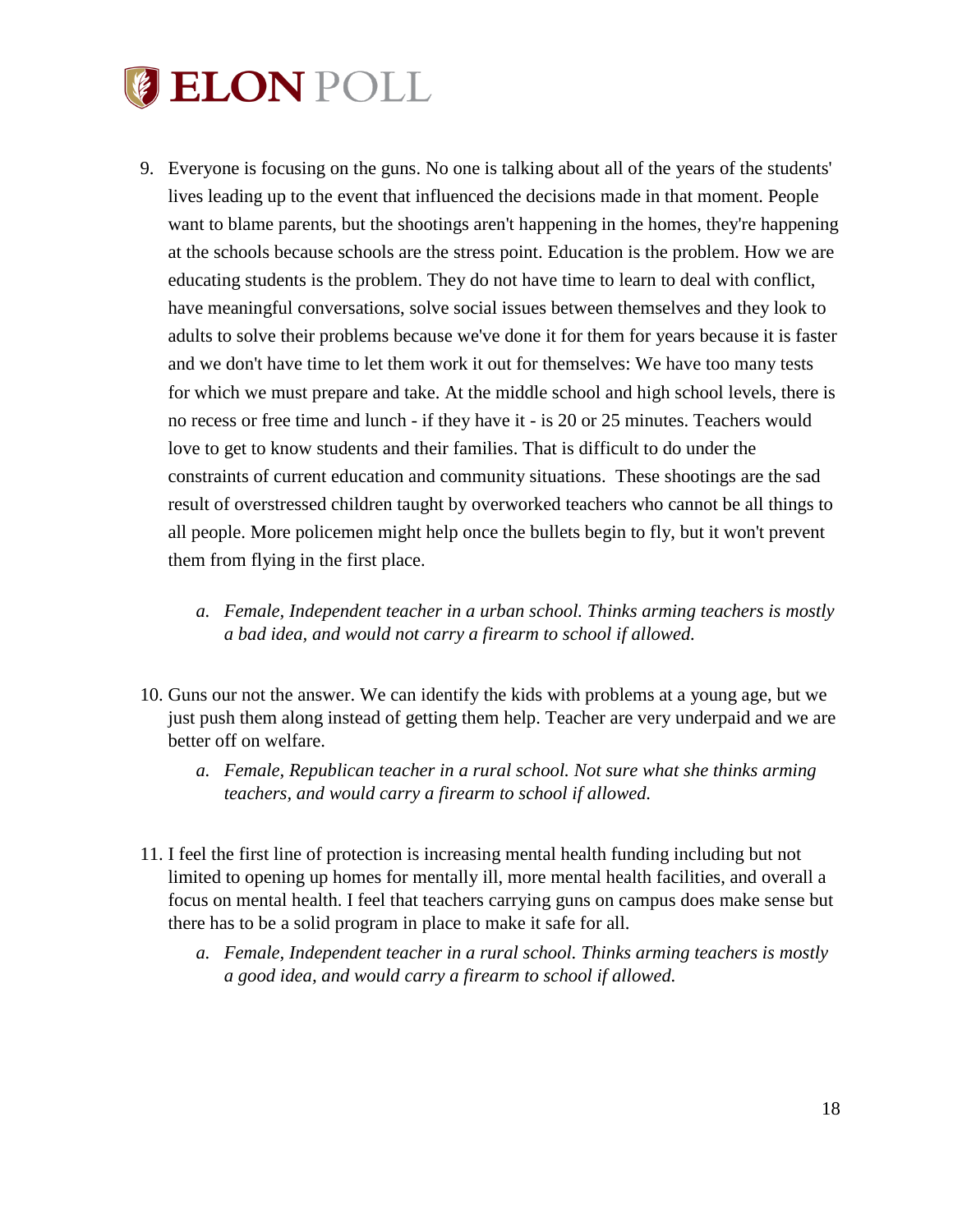9. Everyone is focusing on the guns. No one is talking about all of the years of the students' lives leading up to the event that influenced the decisions made in that moment. People want to blame parents, but the shootings aren't happening in the homes, they're happening at the schools because schools are the stress point. Education is the problem. How we are educating students is the problem. They do not have time to learn to deal with conflict, have meaningful conversations, solve social issues between themselves and they look to adults to solve their problems because we've done it for them for years because it is faster and we don't have time to let them work it out for themselves: We have too many tests for which we must prepare and take. At the middle school and high school levels, there is no recess or free time and lunch - if they have it - is 20 or 25 minutes. Teachers would love to get to know students and their families. That is difficult to do under the constraints of current education and community situations. These shootings are the sad result of overstressed children taught by overworked teachers who cannot be all things to all people. More policemen might help once the bullets begin to fly, but it won't prevent them from flying in the first place.

    a. *Female, Independent teacher in a urban school. Thinks arming teachers is mostly a bad idea, and would not carry a firearm to school if allowed.*

10. Guns our not the answer. We can identify the kids with problems at a young age, but we just push them along instead of getting them help. Teacher are very underpaid and we are better off on welfare.

    a. *Female, Republican teacher in a rural school. Not sure what she thinks arming teachers, and would carry a firearm to school if allowed.*

11. I feel the first line of protection is increasing mental health funding including but not limited to opening up homes for mentally ill, more mental health facilities, and overall a focus on mental health. I feel that teachers carrying guns on campus does make sense but there has to be a solid program in place to make it safe for all.

    a. *Female, Independent teacher in a rural school. Thinks arming teachers is mostly a good idea, and would carry a firearm to school if allowed.*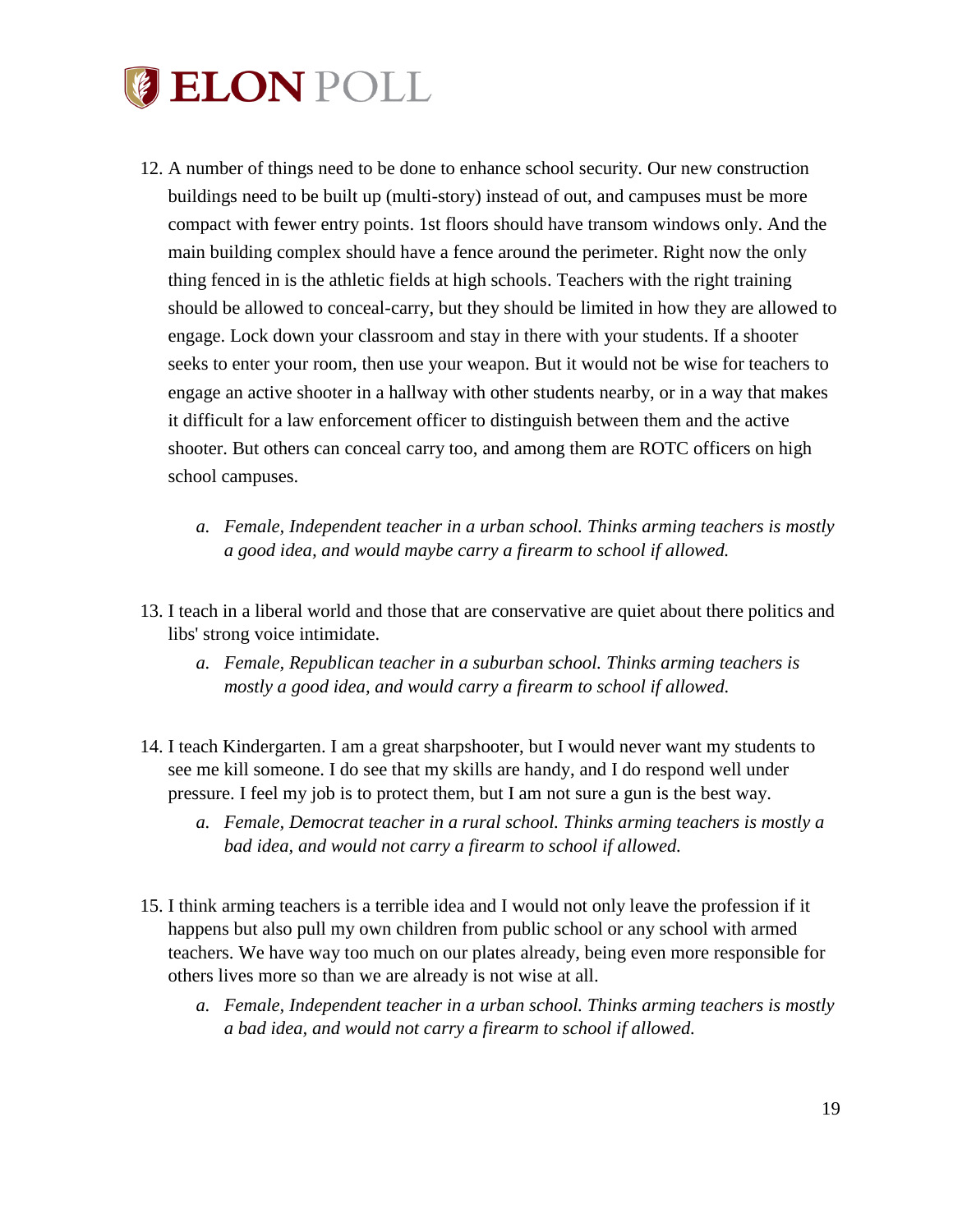12. A number of things need to be done to enhance school security. Our new construction buildings need to be built up (multi-story) instead of out, and campuses must be more compact with fewer entry points. 1st floors should have transom windows only. And the main building complex should have a fence around the perimeter. Right now the only thing fenced in is the athletic fields at high schools. Teachers with the right training should be allowed to conceal-carry, but they should be limited in how they are allowed to engage. Lock down your classroom and stay in there with your students. If a shooter seeks to enter your room, then use your weapon. But it would not be wise for teachers to engage an active shooter in a hallway with other students nearby, or in a way that makes it difficult for a law enforcement officer to distinguish between them and the active shooter. But others can conceal carry too, and among them are ROTC officers on high school campuses.
    a. *Female, Independent teacher in a urban school. Thinks arming teachers is mostly a good idea, and would maybe carry a firearm to school if allowed.*

13. I teach in a liberal world and those that are conservative are quiet about there politics and libs' strong voice intimidate.
    a. *Female, Republican teacher in a suburban school. Thinks arming teachers is mostly a good idea, and would carry a firearm to school if allowed.*

14. I teach Kindergarten. I am a great sharpshooter, but I would never want my students to see me kill someone. I do see that my skills are handy, and I do respond well under pressure. I feel my job is to protect them, but I am not sure a gun is the best way.
    a. *Female, Democrat teacher in a rural school. Thinks arming teachers is mostly a bad idea, and would not carry a firearm to school if allowed.*

15. I think arming teachers is a terrible idea and I would not only leave the profession if it happens but also pull my own children from public school or any school with armed teachers. We have way too much on our plates already, being even more responsible for others lives more so than we are already is not wise at all.
    a. *Female, Independent teacher in a urban school. Thinks arming teachers is mostly a bad idea, and would not carry a firearm to school if allowed.*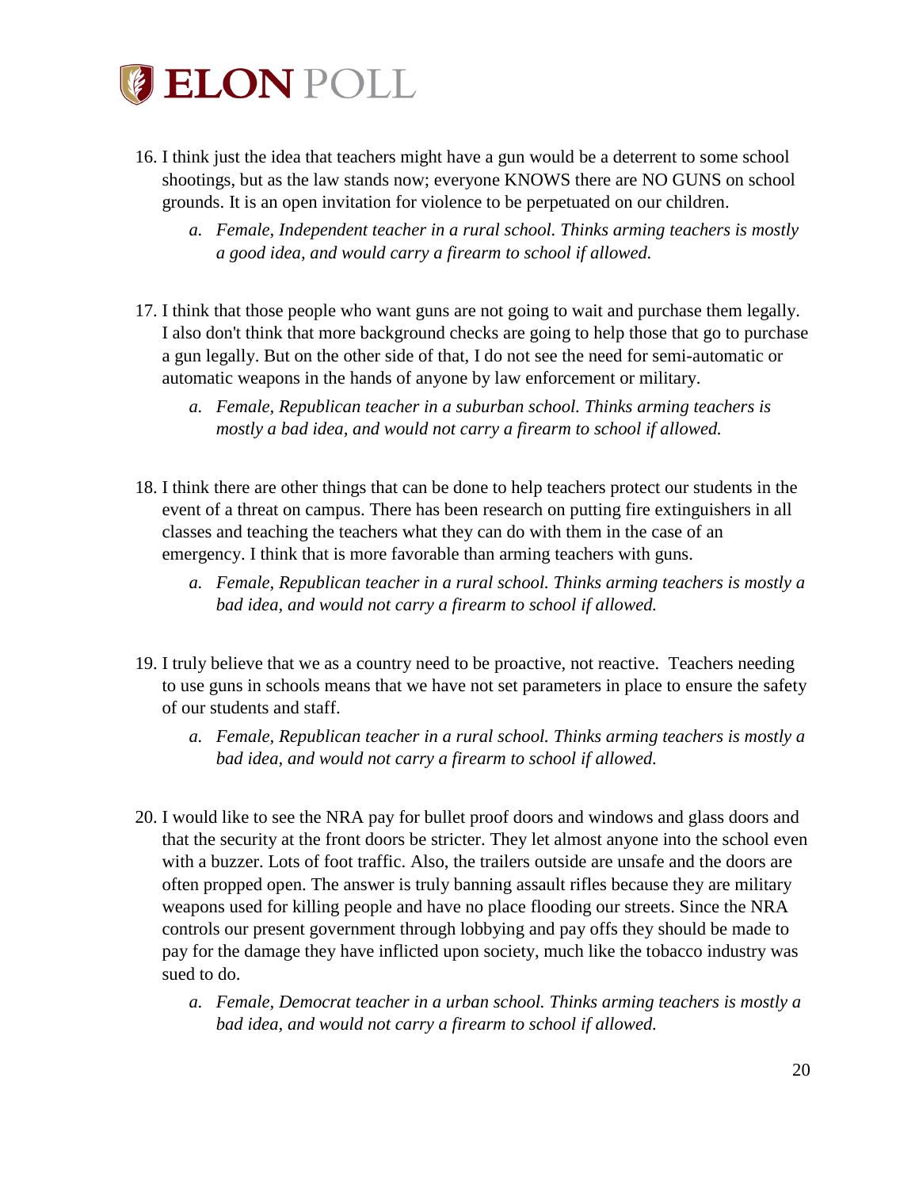16. I think just the idea that teachers might have a gun would be a deterrent to some school shootings, but as the law stands now; everyone KNOWS there are NO GUNS on school grounds. It is an open invitation for violence to be perpetuated on our children.
    a. *Female, Independent teacher in a rural school. Thinks arming teachers is mostly a good idea, and would carry a firearm to school if allowed.*

17. I think that those people who want guns are not going to wait and purchase them legally. I also don't think that more background checks are going to help those that go to purchase a gun legally. But on the other side of that, I do not see the need for semi-automatic or automatic weapons in the hands of anyone by law enforcement or military.
    a. *Female, Republican teacher in a suburban school. Thinks arming teachers is mostly a bad idea, and would not carry a firearm to school if allowed.*

18. I think there are other things that can be done to help teachers protect our students in the event of a threat on campus. There has been research on putting fire extinguishers in all classes and teaching the teachers what they can do with them in the case of an emergency. I think that is more favorable than arming teachers with guns.
    a. *Female, Republican teacher in a rural school. Thinks arming teachers is mostly a bad idea, and would not carry a firearm to school if allowed.*

19. I truly believe that we as a country need to be proactive, not reactive. Teachers needing to use guns in schools means that we have not set parameters in place to ensure the safety of our students and staff.
    a. *Female, Republican teacher in a rural school. Thinks arming teachers is mostly a bad idea, and would not carry a firearm to school if allowed.*

20. I would like to see the NRA pay for bullet proof doors and windows and glass doors and that the security at the front doors be stricter. They let almost anyone into the school even with a buzzer. Lots of foot traffic. Also, the trailers outside are unsafe and the doors are often propped open. The answer is truly banning assault rifles because they are military weapons used for killing people and have no place flooding our streets. Since the NRA controls our present government through lobbying and pay offs they should be made to pay for the damage they have inflicted upon society, much like the tobacco industry was sued to do.
    a. *Female, Democrat teacher in a urban school. Thinks arming teachers is mostly a bad idea, and would not carry a firearm to school if allowed.*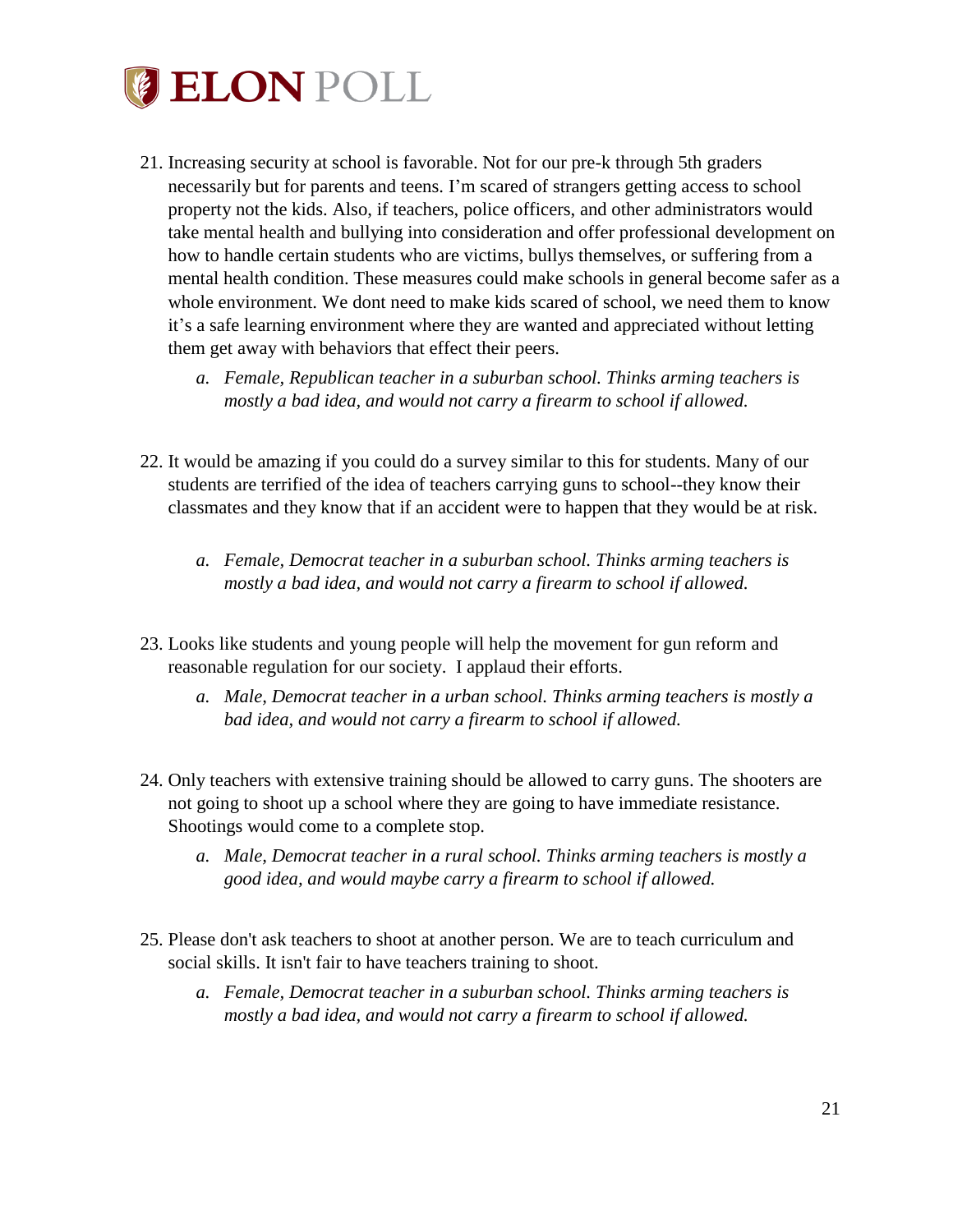21. Increasing security at school is favorable. Not for our pre-k through 5th graders necessarily but for parents and teens. I'm scared of strangers getting access to school property not the kids. Also, if teachers, police officers, and other administrators would take mental health and bullying into consideration and offer professional development on how to handle certain students who are victims, bullys themselves, or suffering from a mental health condition. These measures could make schools in general become safer as a whole environment. We dont need to make kids scared of school, we need them to know it's a safe learning environment where they are wanted and appreciated without letting them get away with behaviors that effect their peers.
    a. *Female, Republican teacher in a suburban school. Thinks arming teachers is mostly a bad idea, and would not carry a firearm to school if allowed.*

22. It would be amazing if you could do a survey similar to this for students. Many of our students are terrified of the idea of teachers carrying guns to school--they know their classmates and they know that if an accident were to happen that they would be at risk.
    a. *Female, Democrat teacher in a suburban school. Thinks arming teachers is mostly a bad idea, and would not carry a firearm to school if allowed.*

23. Looks like students and young people will help the movement for gun reform and reasonable regulation for our society. I applaud their efforts.
    a. *Male, Democrat teacher in a urban school. Thinks arming teachers is mostly a bad idea, and would not carry a firearm to school if allowed.*

24. Only teachers with extensive training should be allowed to carry guns. The shooters are not going to shoot up a school where they are going to have immediate resistance. Shootings would come to a complete stop.
    a. *Male, Democrat teacher in a rural school. Thinks arming teachers is mostly a good idea, and would maybe carry a firearm to school if allowed.*

25. Please don't ask teachers to shoot at another person. We are to teach curriculum and social skills. It isn't fair to have teachers training to shoot.
    a. *Female, Democrat teacher in a suburban school. Thinks arming teachers is mostly a bad idea, and would not carry a firearm to school if allowed.*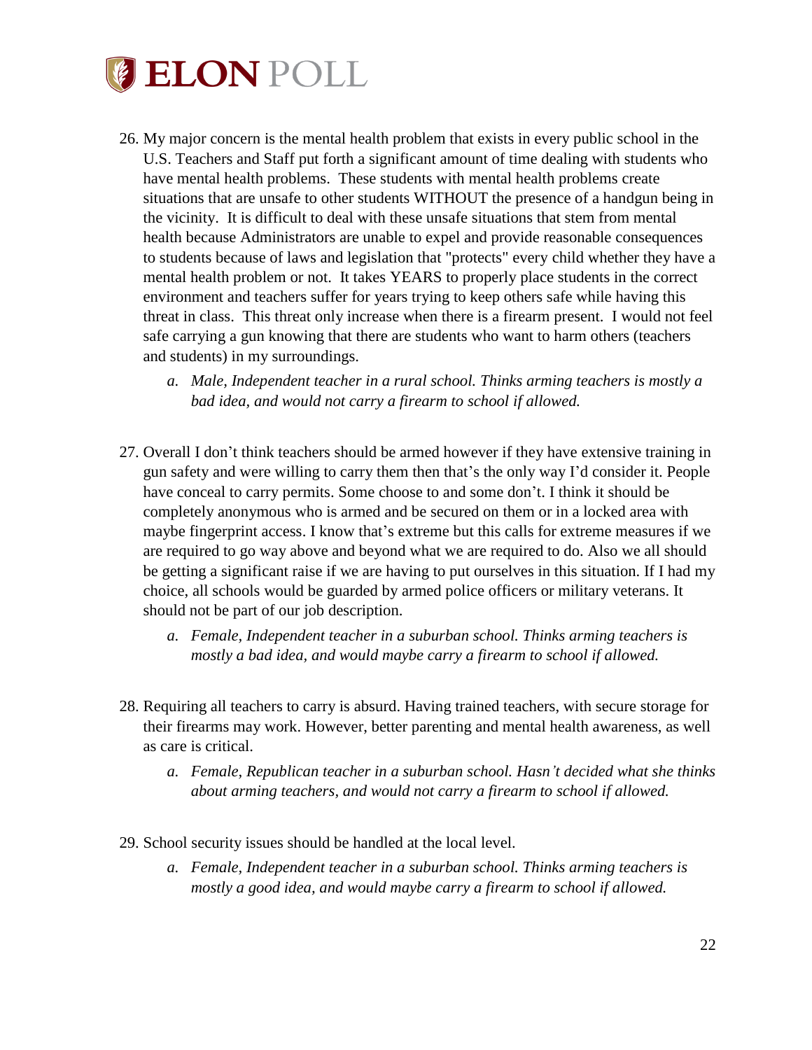26. My major concern is the mental health problem that exists in every public school in the U.S. Teachers and Staff put forth a significant amount of time dealing with students who have mental health problems. These students with mental health problems create situations that are unsafe to other students WITHOUT the presence of a handgun being in the vicinity. It is difficult to deal with these unsafe situations that stem from mental health because Administrators are unable to expel and provide reasonable consequences to students because of laws and legislation that "protects" every child whether they have a mental health problem or not. It takes YEARS to properly place students in the correct environment and teachers suffer for years trying to keep others safe while having this threat in class. This threat only increase when there is a firearm present. I would not feel safe carrying a gun knowing that there are students who want to harm others (teachers and students) in my surroundings.
    a. *Male, Independent teacher in a rural school. Thinks arming teachers is mostly a bad idea, and would not carry a firearm to school if allowed.*

27. Overall I don't think teachers should be armed however if they have extensive training in gun safety and were willing to carry them then that's the only way I'd consider it. People have conceal to carry permits. Some choose to and some don't. I think it should be completely anonymous who is armed and be secured on them or in a locked area with maybe fingerprint access. I know that's extreme but this calls for extreme measures if we are required to go way above and beyond what we are required to do. Also we all should be getting a significant raise if we are having to put ourselves in this situation. If I had my choice, all schools would be guarded by armed police officers or military veterans. It should not be part of our job description.
    a. *Female, Independent teacher in a suburban school. Thinks arming teachers is mostly a bad idea, and would maybe carry a firearm to school if allowed.*

28. Requiring all teachers to carry is absurd. Having trained teachers, with secure storage for their firearms may work. However, better parenting and mental health awareness, as well as care is critical.
    a. *Female, Republican teacher in a suburban school. Hasn't decided what she thinks about arming teachers, and would not carry a firearm to school if allowed.*

29. School security issues should be handled at the local level.
    a. *Female, Independent teacher in a suburban school. Thinks arming teachers is mostly a good idea, and would maybe carry a firearm to school if allowed.*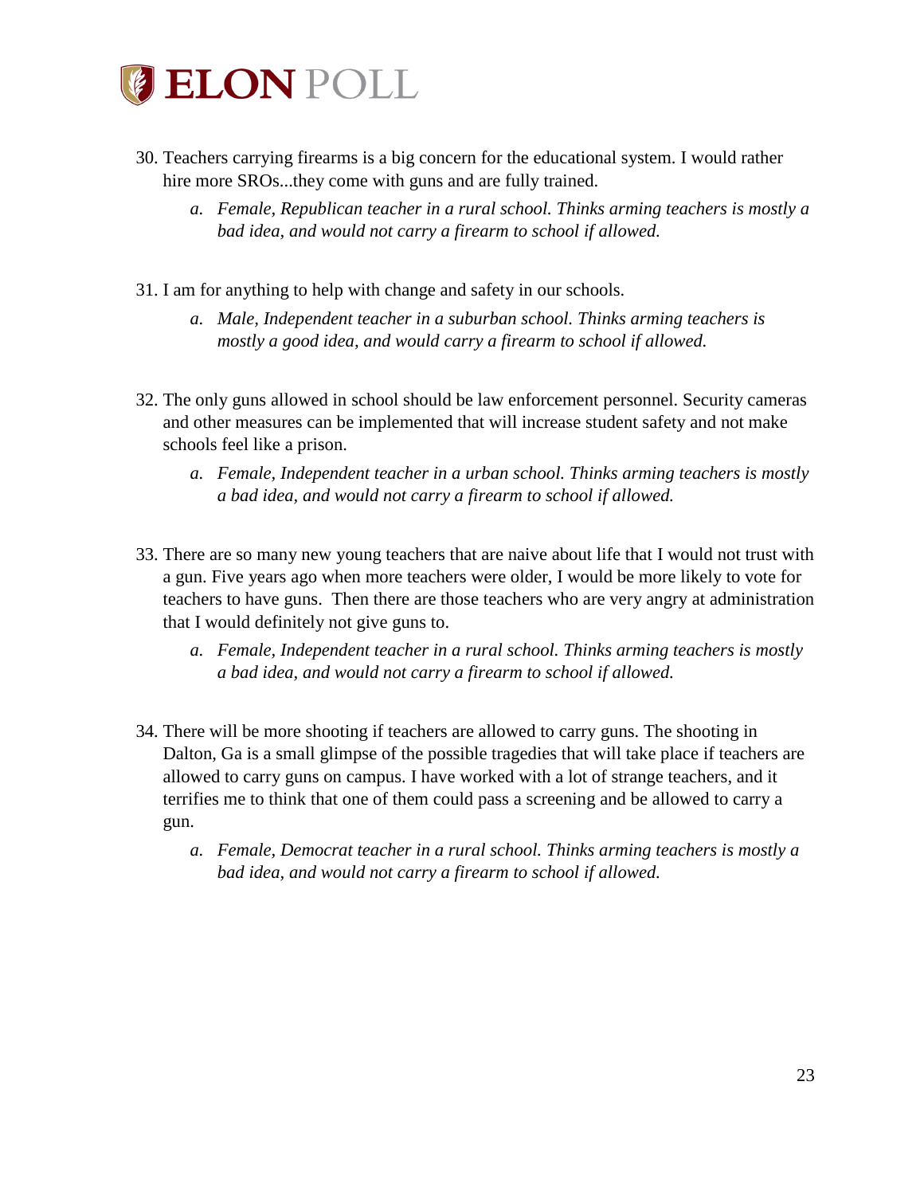30. Teachers carrying firearms is a big concern for the educational system. I would rather hire more SROs...they come with guns and are fully trained.
    a. *Female, Republican teacher in a rural school. Thinks arming teachers is mostly a bad idea, and would not carry a firearm to school if allowed.*

31. I am for anything to help with change and safety in our schools.
    a. *Male, Independent teacher in a suburban school. Thinks arming teachers is mostly a good idea, and would carry a firearm to school if allowed.*

32. The only guns allowed in school should be law enforcement personnel. Security cameras and other measures can be implemented that will increase student safety and not make schools feel like a prison.
    a. *Female, Independent teacher in a urban school. Thinks arming teachers is mostly a bad idea, and would not carry a firearm to school if allowed.*

33. There are so many new young teachers that are naive about life that I would not trust with a gun. Five years ago when more teachers were older, I would be more likely to vote for teachers to have guns. Then there are those teachers who are very angry at administration that I would definitely not give guns to.
    a. *Female, Independent teacher in a rural school. Thinks arming teachers is mostly a bad idea, and would not carry a firearm to school if allowed.*

34. There will be more shooting if teachers are allowed to carry guns. The shooting in Dalton, Ga is a small glimpse of the possible tragedies that will take place if teachers are allowed to carry guns on campus. I have worked with a lot of strange teachers, and it terrifies me to think that one of them could pass a screening and be allowed to carry a gun.
    a. *Female, Democrat teacher in a rural school. Thinks arming teachers is mostly a bad idea, and would not carry a firearm to school if allowed.*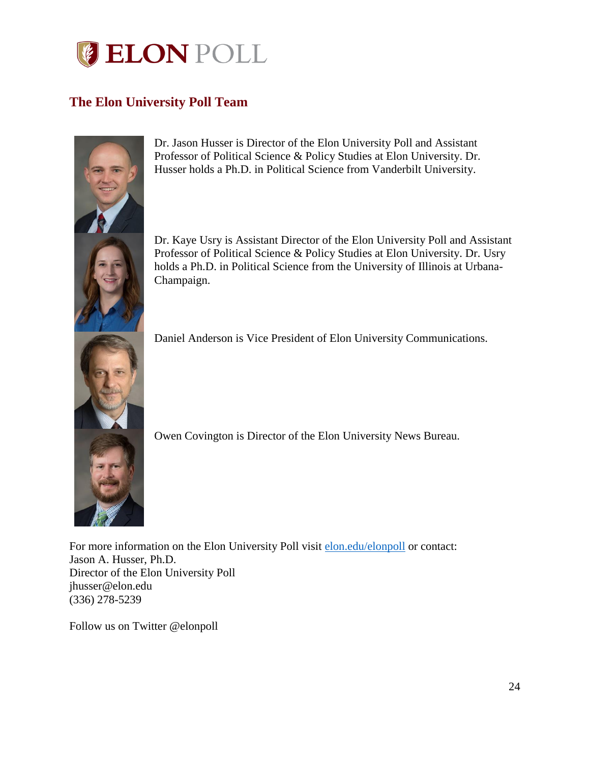# The Elon University Poll Team

Dr. Jason Husser is Director of the Elon University Poll and Assistant Professor of Political Science & Policy Studies at Elon University. Dr. Husser holds a Ph.D. in Political Science from Vanderbilt University.

Dr. Kaye Usry is Assistant Director of the Elon University Poll and Assistant Professor of Political Science & Policy Studies at Elon University. Dr. Usry holds a Ph.D. in Political Science from the University of Illinois at Urbana-Champaign.

Daniel Anderson is Vice President of Elon University Communications.

Owen Covington is Director of the Elon University News Bureau.

For more information on the Elon University Poll visit elon.edu/elonpoll or contact:
Jason A. Husser, Ph.D.
Director of the Elon University Poll
jhusser@elon.edu
(336) 278-5239

Follow us on Twitter @elonpoll